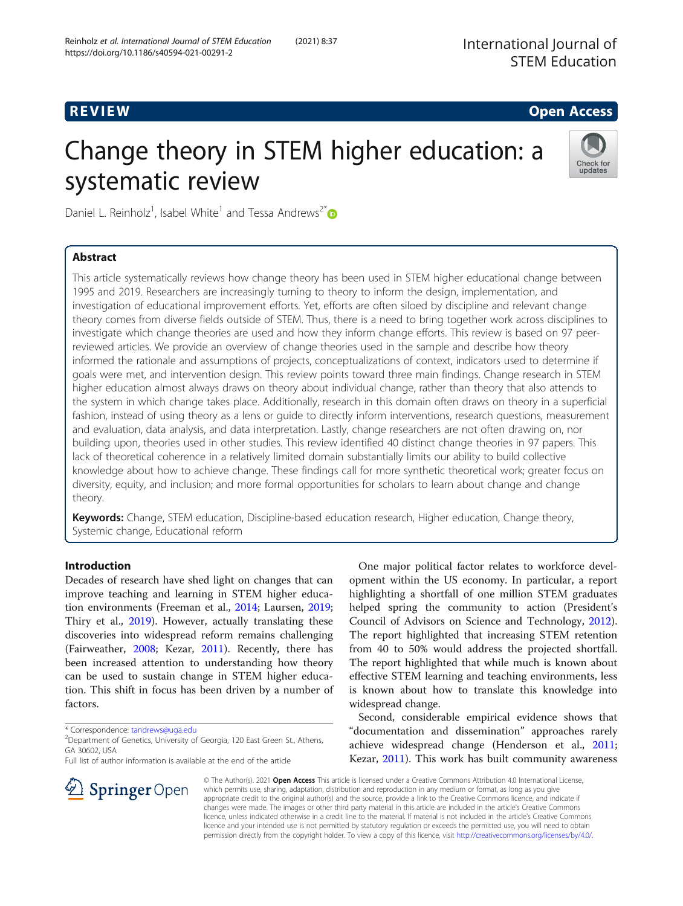REVIEW

Open Access

# Change theory in STEM higher education: a systematic review

Daniel L. Reinholz[1], Isabel White[1] and Tessa Andrews[2*]

## Abstract

This article systematically reviews how change theory has been used in STEM higher educational change between 1995 and 2019. Researchers are increasingly turning to theory to inform the design, implementation, and investigation of educational improvement efforts. Yet, efforts are often siloed by discipline and relevant change theory comes from diverse fields outside of STEM. Thus, there is a need to bring together work across disciplines to investigate which change theories are used and how they inform change efforts. This review is based on 97 peer-reviewed articles. We provide an overview of change theories used in the sample and describe how theory informed the rationale and assumptions of projects, conceptualizations of context, indicators used to determine if goals were met, and intervention design. This review points toward three main findings. Change research in STEM higher education almost always draws on theory about individual change, rather than theory that also attends to the system in which change takes place. Additionally, research in this domain often draws on theory in a superficial fashion, instead of using theory as a lens or guide to directly inform interventions, research questions, measurement and evaluation, data analysis, and data interpretation. Lastly, change researchers are not often drawing on, nor building upon, theories used in other studies. This review identified 40 distinct change theories in 97 papers. This lack of theoretical coherence in a relatively limited domain substantially limits our ability to build collective knowledge about how to achieve change. These findings call for more synthetic theoretical work; greater focus on diversity, equity, and inclusion; and more formal opportunities for scholars to learn about change and change theory.

**Keywords:** Change, STEM education, Discipline-based education research, Higher education, Change theory, Systemic change, Educational reform

## Introduction

Decades of research have shed light on changes that can improve teaching and learning in STEM higher education environments (Freeman et al., 2014; Laursen, 2019; Thiry et al., 2019). However, actually translating these discoveries into widespread reform remains challenging (Fairweather, 2008; Kezar, 2011). Recently, there has been increased attention to understanding how theory can be used to sustain change in STEM higher education. This shift in focus has been driven by a number of factors.

One major political factor relates to workforce development within the US economy. In particular, a report highlighting a shortfall of one million STEM graduates helped spring the community to action (President's Council of Advisors on Science and Technology, 2012). The report highlighted that increasing STEM retention from 40 to 50% would address the projected shortfall. The report highlighted that while much is known about effective STEM learning and teaching environments, less is known about how to translate this knowledge into widespread change.

Second, considerable empirical evidence shows that "documentation and dissemination" approaches rarely achieve widespread change (Henderson et al., 2011; Kezar, 2011). This work has built community awareness

* Correspondence: tandrews@uga.edu
[2]Department of Genetics, University of Georgia, 120 East Green St., Athens, GA 30602, USA
Full list of author information is available at the end of the article

© The Author(s). 2021 **Open Access** This article is licensed under a Creative Commons Attribution 4.0 International License, which permits use, sharing, adaptation, distribution and reproduction in any medium or format, as long as you give appropriate credit to the original author(s) and the source, provide a link to the Creative Commons licence, and indicate if changes were made. The images or other third party material in this article are included in the article's Creative Commons licence, unless indicated otherwise in a credit line to the material. If material is not included in the article's Creative Commons licence and your intended use is not permitted by statutory regulation or exceeds the permitted use, you will need to obtain permission directly from the copyright holder. To view a copy of this licence, visit http://creativecommons.org/licenses/by/4.0/.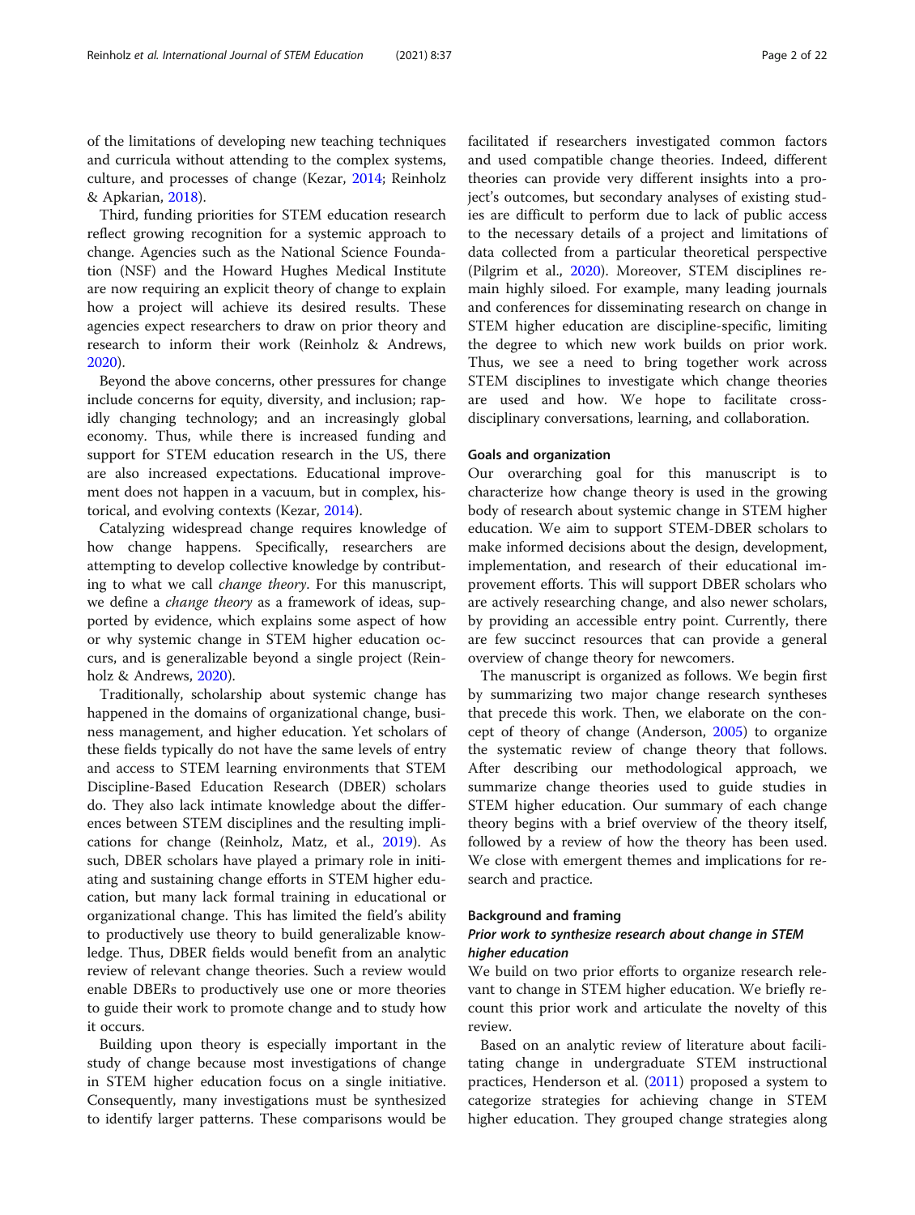of the limitations of developing new teaching techniques and curricula without attending to the complex systems, culture, and processes of change (Kezar, 2014; Reinholz & Apkarian, 2018).

Third, funding priorities for STEM education research reflect growing recognition for a systemic approach to change. Agencies such as the National Science Foundation (NSF) and the Howard Hughes Medical Institute are now requiring an explicit theory of change to explain how a project will achieve its desired results. These agencies expect researchers to draw on prior theory and research to inform their work (Reinholz & Andrews, 2020).

Beyond the above concerns, other pressures for change include concerns for equity, diversity, and inclusion; rapidly changing technology; and an increasingly global economy. Thus, while there is increased funding and support for STEM education research in the US, there are also increased expectations. Educational improvement does not happen in a vacuum, but in complex, historical, and evolving contexts (Kezar, 2014).

Catalyzing widespread change requires knowledge of how change happens. Specifically, researchers are attempting to develop collective knowledge by contributing to what we call *change theory*. For this manuscript, we define a *change theory* as a framework of ideas, supported by evidence, which explains some aspect of how or why systemic change in STEM higher education occurs, and is generalizable beyond a single project (Reinholz & Andrews, 2020).

Traditionally, scholarship about systemic change has happened in the domains of organizational change, business management, and higher education. Yet scholars of these fields typically do not have the same levels of entry and access to STEM learning environments that STEM Discipline-Based Education Research (DBER) scholars do. They also lack intimate knowledge about the differences between STEM disciplines and the resulting implications for change (Reinholz, Matz, et al., 2019). As such, DBER scholars have played a primary role in initiating and sustaining change efforts in STEM higher education, but many lack formal training in educational or organizational change. This has limited the field's ability to productively use theory to build generalizable knowledge. Thus, DBER fields would benefit from an analytic review of relevant change theories. Such a review would enable DBERs to productively use one or more theories to guide their work to promote change and to study how it occurs.

Building upon theory is especially important in the study of change because most investigations of change in STEM higher education focus on a single initiative. Consequently, many investigations must be synthesized to identify larger patterns. These comparisons would be facilitated if researchers investigated common factors and used compatible change theories. Indeed, different theories can provide very different insights into a project's outcomes, but secondary analyses of existing studies are difficult to perform due to lack of public access to the necessary details of a project and limitations of data collected from a particular theoretical perspective (Pilgrim et al., 2020). Moreover, STEM disciplines remain highly siloed. For example, many leading journals and conferences for disseminating research on change in STEM higher education are discipline-specific, limiting the degree to which new work builds on prior work. Thus, we see a need to bring together work across STEM disciplines to investigate which change theories are used and how. We hope to facilitate cross-disciplinary conversations, learning, and collaboration.

### Goals and organization

Our overarching goal for this manuscript is to characterize how change theory is used in the growing body of research about systemic change in STEM higher education. We aim to support STEM-DBER scholars to make informed decisions about the design, development, implementation, and research of their educational improvement efforts. This will support DBER scholars who are actively researching change, and also newer scholars, by providing an accessible entry point. Currently, there are few succinct resources that can provide a general overview of change theory for newcomers.

The manuscript is organized as follows. We begin first by summarizing two major change research syntheses that precede this work. Then, we elaborate on the concept of theory of change (Anderson, 2005) to organize the systematic review of change theory that follows. After describing our methodological approach, we summarize change theories used to guide studies in STEM higher education. Our summary of each change theory begins with a brief overview of the theory itself, followed by a review of how the theory has been used. We close with emergent themes and implications for research and practice.

## Background and framing

### *Prior work to synthesize research about change in STEM higher education*

We build on two prior efforts to organize research relevant to change in STEM higher education. We briefly recount this prior work and articulate the novelty of this review.

Based on an analytic review of literature about facilitating change in undergraduate STEM instructional practices, Henderson et al. (2011) proposed a system to categorize strategies for achieving change in STEM higher education. They grouped change strategies along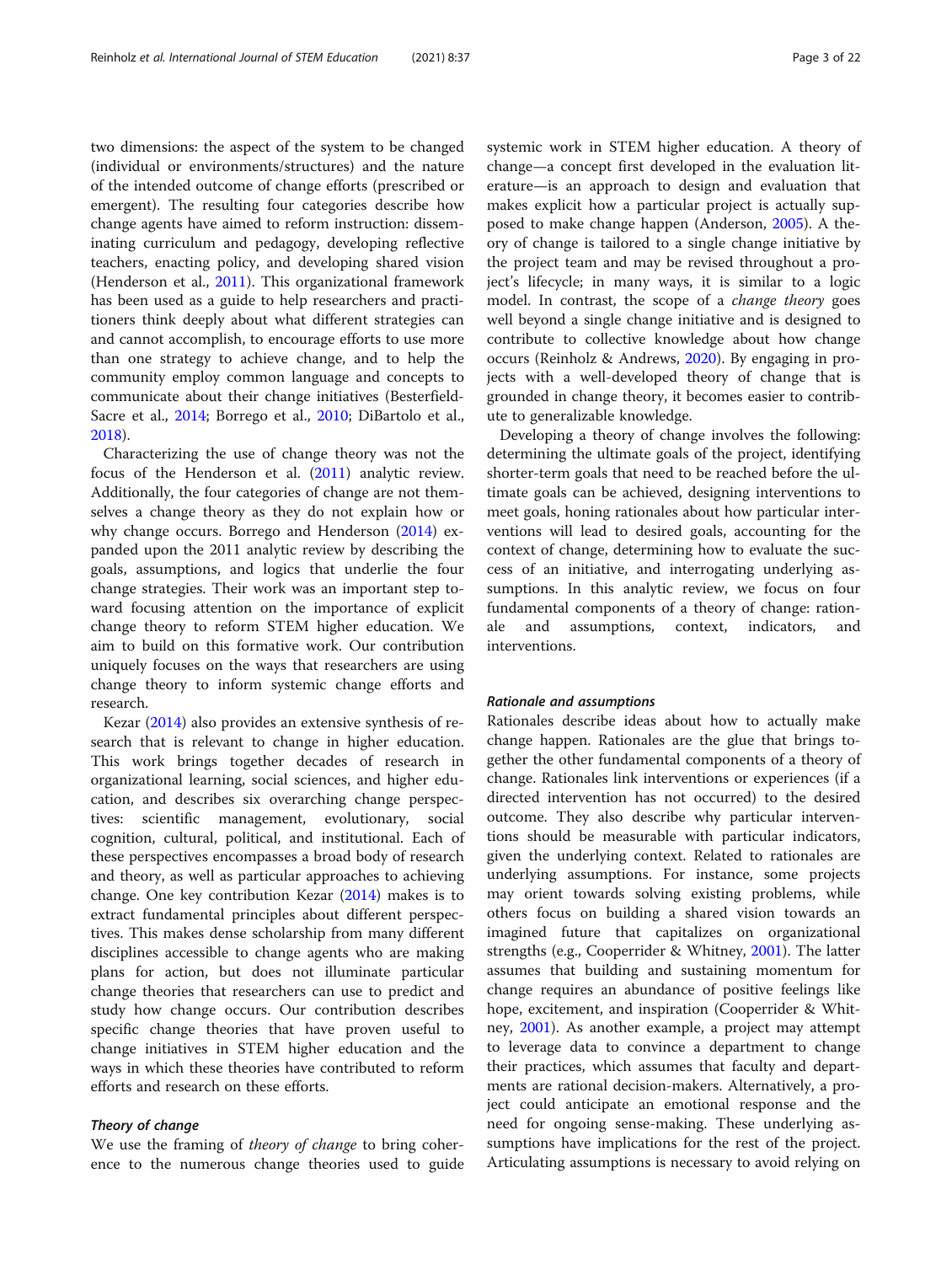two dimensions: the aspect of the system to be changed (individual or environments/structures) and the nature of the intended outcome of change efforts (prescribed or emergent). The resulting four categories describe how change agents have aimed to reform instruction: disseminating curriculum and pedagogy, developing reflective teachers, enacting policy, and developing shared vision (Henderson et al., 2011). This organizational framework has been used as a guide to help researchers and practitioners think deeply about what different strategies can and cannot accomplish, to encourage efforts to use more than one strategy to achieve change, and to help the community employ common language and concepts to communicate about their change initiatives (Besterfield-Sacre et al., 2014; Borrego et al., 2010; DiBartolo et al., 2018).

Characterizing the use of change theory was not the focus of the Henderson et al. (2011) analytic review. Additionally, the four categories of change are not themselves a change theory as they do not explain how or why change occurs. Borrego and Henderson (2014) expanded upon the 2011 analytic review by describing the goals, assumptions, and logics that underlie the four change strategies. Their work was an important step toward focusing attention on the importance of explicit change theory to reform STEM higher education. We aim to build on this formative work. Our contribution uniquely focuses on the ways that researchers are using change theory to inform systemic change efforts and research.

Kezar (2014) also provides an extensive synthesis of research that is relevant to change in higher education. This work brings together decades of research in organizational learning, social sciences, and higher education, and describes six overarching change perspectives: scientific management, evolutionary, social cognition, cultural, political, and institutional. Each of these perspectives encompasses a broad body of research and theory, as well as particular approaches to achieving change. One key contribution Kezar (2014) makes is to extract fundamental principles about different perspectives. This makes dense scholarship from many different disciplines accessible to change agents who are making plans for action, but does not illuminate particular change theories that researchers can use to predict and study how change occurs. Our contribution describes specific change theories that have proven useful to change initiatives in STEM higher education and the ways in which these theories have contributed to reform efforts and research on these efforts.

### Theory of change

We use the framing of *theory of change* to bring coherence to the numerous change theories used to guide systemic work in STEM higher education. A theory of change—a concept first developed in the evaluation literature—is an approach to design and evaluation that makes explicit how a particular project is actually supposed to make change happen (Anderson, 2005). A theory of change is tailored to a single change initiative by the project team and may be revised throughout a project's lifecycle; in many ways, it is similar to a logic model. In contrast, the scope of a *change theory* goes well beyond a single change initiative and is designed to contribute to collective knowledge about how change occurs (Reinholz & Andrews, 2020). By engaging in projects with a well-developed theory of change that is grounded in change theory, it becomes easier to contribute to generalizable knowledge.

Developing a theory of change involves the following: determining the ultimate goals of the project, identifying shorter-term goals that need to be reached before the ultimate goals can be achieved, designing interventions to meet goals, honing rationales about how particular interventions will lead to desired goals, accounting for the context of change, determining how to evaluate the success of an initiative, and interrogating underlying assumptions. In this analytic review, we focus on four fundamental components of a theory of change: rationale and assumptions, context, indicators, and interventions.

#### Rationale and assumptions

Rationales describe ideas about how to actually make change happen. Rationales are the glue that brings together the other fundamental components of a theory of change. Rationales link interventions or experiences (if a directed intervention has not occurred) to the desired outcome. They also describe why particular interventions should be measurable with particular indicators, given the underlying context. Related to rationales are underlying assumptions. For instance, some projects may orient towards solving existing problems, while others focus on building a shared vision towards an imagined future that capitalizes on organizational strengths (e.g., Cooperrider & Whitney, 2001). The latter assumes that building and sustaining momentum for change requires an abundance of positive feelings like hope, excitement, and inspiration (Cooperrider & Whitney, 2001). As another example, a project may attempt to leverage data to convince a department to change their practices, which assumes that faculty and departments are rational decision-makers. Alternatively, a project could anticipate an emotional response and the need for ongoing sense-making. These underlying assumptions have implications for the rest of the project. Articulating assumptions is necessary to avoid relying on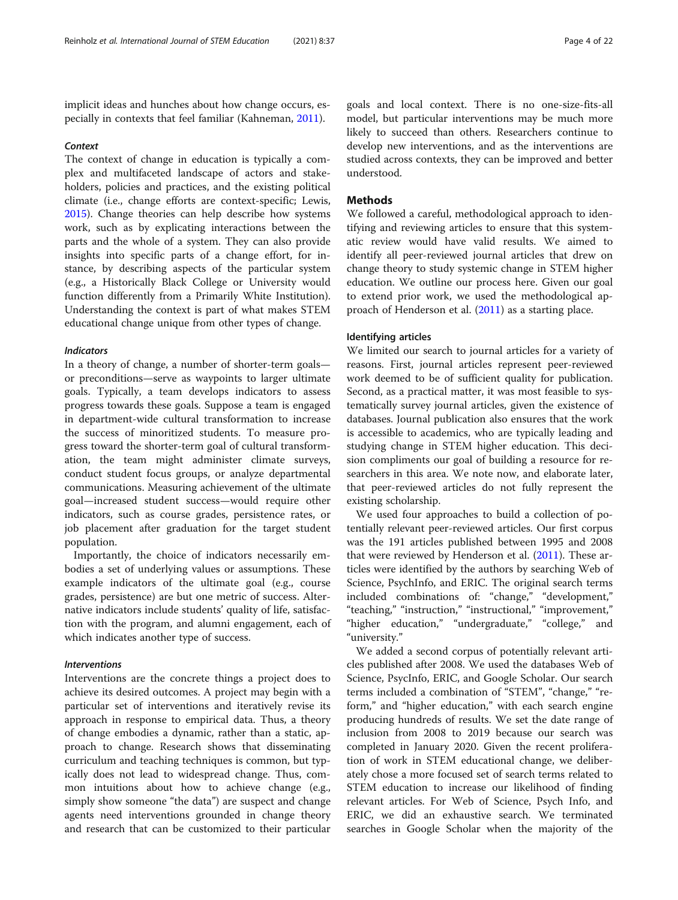implicit ideas and hunches about how change occurs, especially in contexts that feel familiar (Kahneman, 2011).

#### *Context*

The context of change in education is typically a complex and multifaceted landscape of actors and stakeholders, policies and practices, and the existing political climate (i.e., change efforts are context-specific; Lewis, 2015). Change theories can help describe how systems work, such as by explicating interactions between the parts and the whole of a system. They can also provide insights into specific parts of a change effort, for instance, by describing aspects of the particular system (e.g., a Historically Black College or University would function differently from a Primarily White Institution). Understanding the context is part of what makes STEM educational change unique from other types of change.

#### *Indicators*

In a theory of change, a number of shorter-term goals—or preconditions—serve as waypoints to larger ultimate goals. Typically, a team develops indicators to assess progress towards these goals. Suppose a team is engaged in department-wide cultural transformation to increase the success of minoritized students. To measure progress toward the shorter-term goal of cultural transformation, the team might administer climate surveys, conduct student focus groups, or analyze departmental communications. Measuring achievement of the ultimate goal—increased student success—would require other indicators, such as course grades, persistence rates, or job placement after graduation for the target student population.

Importantly, the choice of indicators necessarily embodies a set of underlying values or assumptions. These example indicators of the ultimate goal (e.g., course grades, persistence) are but one metric of success. Alternative indicators include students' quality of life, satisfaction with the program, and alumni engagement, each of which indicates another type of success.

#### *Interventions*

Interventions are the concrete things a project does to achieve its desired outcomes. A project may begin with a particular set of interventions and iteratively revise its approach in response to empirical data. Thus, a theory of change embodies a dynamic, rather than a static, approach to change. Research shows that disseminating curriculum and teaching techniques is common, but typically does not lead to widespread change. Thus, common intuitions about how to achieve change (e.g., simply show someone "the data") are suspect and change agents need interventions grounded in change theory and research that can be customized to their particular goals and local context. There is no one-size-fits-all model, but particular interventions may be much more likely to succeed than others. Researchers continue to develop new interventions, and as the interventions are studied across contexts, they can be improved and better understood.

## Methods

We followed a careful, methodological approach to identifying and reviewing articles to ensure that this systematic review would have valid results. We aimed to identify all peer-reviewed journal articles that drew on change theory to study systemic change in STEM higher education. We outline our process here. Given our goal to extend prior work, we used the methodological approach of Henderson et al. (2011) as a starting place.

### Identifying articles

We limited our search to journal articles for a variety of reasons. First, journal articles represent peer-reviewed work deemed to be of sufficient quality for publication. Second, as a practical matter, it was most feasible to systematically survey journal articles, given the existence of databases. Journal publication also ensures that the work is accessible to academics, who are typically leading and studying change in STEM higher education. This decision compliments our goal of building a resource for researchers in this area. We note now, and elaborate later, that peer-reviewed articles do not fully represent the existing scholarship.

We used four approaches to build a collection of potentially relevant peer-reviewed articles. Our first corpus was the 191 articles published between 1995 and 2008 that were reviewed by Henderson et al. (2011). These articles were identified by the authors by searching Web of Science, PsychInfo, and ERIC. The original search terms included combinations of: "change," "development," "teaching," "instruction," "instructional," "improvement," "higher education," "undergraduate," "college," and "university."

We added a second corpus of potentially relevant articles published after 2008. We used the databases Web of Science, PsycInfo, ERIC, and Google Scholar. Our search terms included a combination of "STEM", "change," "reform," and "higher education," with each search engine producing hundreds of results. We set the date range of inclusion from 2008 to 2019 because our search was completed in January 2020. Given the recent proliferation of work in STEM educational change, we deliberately chose a more focused set of search terms related to STEM education to increase our likelihood of finding relevant articles. For Web of Science, Psych Info, and ERIC, we did an exhaustive search. We terminated searches in Google Scholar when the majority of the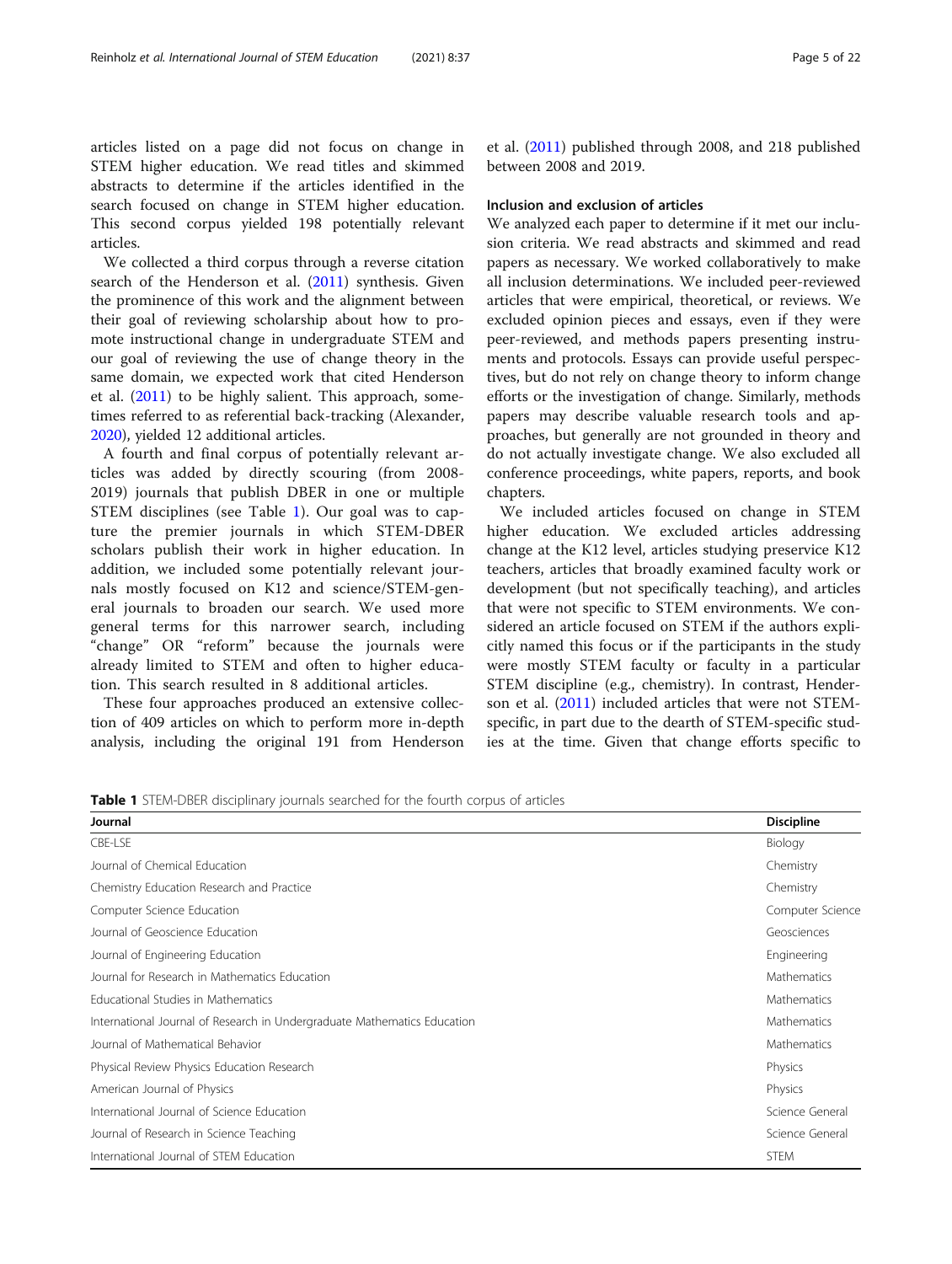articles listed on a page did not focus on change in STEM higher education. We read titles and skimmed abstracts to determine if the articles identified in the search focused on change in STEM higher education. This second corpus yielded 198 potentially relevant articles.

We collected a third corpus through a reverse citation search of the Henderson et al. (2011) synthesis. Given the prominence of this work and the alignment between their goal of reviewing scholarship about how to promote instructional change in undergraduate STEM and our goal of reviewing the use of change theory in the same domain, we expected work that cited Henderson et al. (2011) to be highly salient. This approach, sometimes referred to as referential back-tracking (Alexander, 2020), yielded 12 additional articles.

A fourth and final corpus of potentially relevant articles was added by directly scouring (from 2008-2019) journals that publish DBER in one or multiple STEM disciplines (see Table 1). Our goal was to capture the premier journals in which STEM-DBER scholars publish their work in higher education. In addition, we included some potentially relevant journals mostly focused on K12 and science/STEM-general journals to broaden our search. We used more general terms for this narrower search, including "change" OR "reform" because the journals were already limited to STEM and often to higher education. This search resulted in 8 additional articles.

These four approaches produced an extensive collection of 409 articles on which to perform more in-depth analysis, including the original 191 from Henderson et al. (2011) published through 2008, and 218 published between 2008 and 2019.

### Inclusion and exclusion of articles

We analyzed each paper to determine if it met our inclusion criteria. We read abstracts and skimmed and read papers as necessary. We worked collaboratively to make all inclusion determinations. We included peer-reviewed articles that were empirical, theoretical, or reviews. We excluded opinion pieces and essays, even if they were peer-reviewed, and methods papers presenting instruments and protocols. Essays can provide useful perspectives, but do not rely on change theory to inform change efforts or the investigation of change. Similarly, methods papers may describe valuable research tools and approaches, but generally are not grounded in theory and do not actually investigate change. We also excluded all conference proceedings, white papers, reports, and book chapters.

We included articles focused on change in STEM higher education. We excluded articles addressing change at the K12 level, articles studying preservice K12 teachers, articles that broadly examined faculty work or development (but not specifically teaching), and articles that were not specific to STEM environments. We considered an article focused on STEM if the authors explicitly named this focus or if the participants in the study were mostly STEM faculty or faculty in a particular STEM discipline (e.g., chemistry). In contrast, Henderson et al. (2011) included articles that were not STEM-specific, in part due to the dearth of STEM-specific studies at the time. Given that change efforts specific to

**Table 1** STEM-DBER disciplinary journals searched for the fourth corpus of articles

| Journal | Discipline |
|---|---|
| CBE-LSE | Biology |
| Journal of Chemical Education | Chemistry |
| Chemistry Education Research and Practice | Chemistry |
| Computer Science Education | Computer Science |
| Journal of Geoscience Education | Geosciences |
| Journal of Engineering Education | Engineering |
| Journal for Research in Mathematics Education | Mathematics |
| Educational Studies in Mathematics | Mathematics |
| International Journal of Research in Undergraduate Mathematics Education | Mathematics |
| Journal of Mathematical Behavior | Mathematics |
| Physical Review Physics Education Research | Physics |
| American Journal of Physics | Physics |
| International Journal of Science Education | Science General |
| Journal of Research in Science Teaching | Science General |
| International Journal of STEM Education | STEM |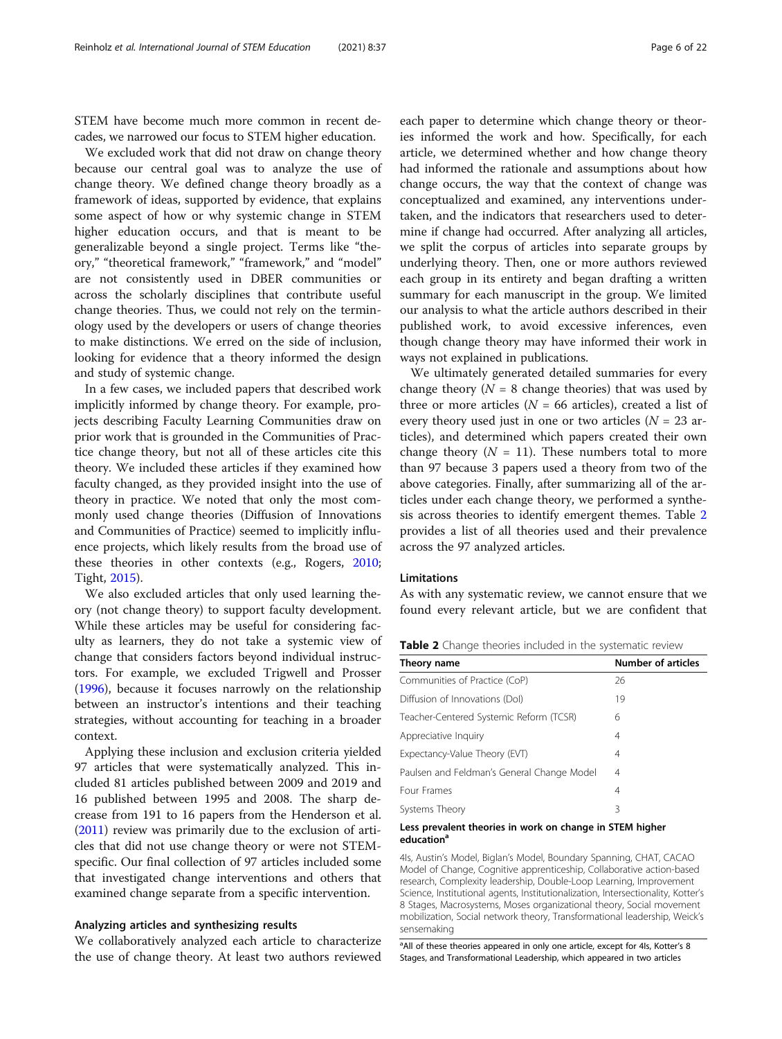STEM have become much more common in recent decades, we narrowed our focus to STEM higher education.

We excluded work that did not draw on change theory because our central goal was to analyze the use of change theory. We defined change theory broadly as a framework of ideas, supported by evidence, that explains some aspect of how or why systemic change in STEM higher education occurs, and that is meant to be generalizable beyond a single project. Terms like "theory," "theoretical framework," "framework," and "model" are not consistently used in DBER communities or across the scholarly disciplines that contribute useful change theories. Thus, we could not rely on the terminology used by the developers or users of change theories to make distinctions. We erred on the side of inclusion, looking for evidence that a theory informed the design and study of systemic change.

In a few cases, we included papers that described work implicitly informed by change theory. For example, projects describing Faculty Learning Communities draw on prior work that is grounded in the Communities of Practice change theory, but not all of these articles cite this theory. We included these articles if they examined how faculty changed, as they provided insight into the use of theory in practice. We noted that only the most commonly used change theories (Diffusion of Innovations and Communities of Practice) seemed to implicitly influence projects, which likely results from the broad use of these theories in other contexts (e.g., Rogers, 2010; Tight, 2015).

We also excluded articles that only used learning theory (not change theory) to support faculty development. While these articles may be useful for considering faculty as learners, they do not take a systemic view of change that considers factors beyond individual instructors. For example, we excluded Trigwell and Prosser (1996), because it focuses narrowly on the relationship between an instructor's intentions and their teaching strategies, without accounting for teaching in a broader context.

Applying these inclusion and exclusion criteria yielded 97 articles that were systematically analyzed. This included 81 articles published between 2009 and 2019 and 16 published between 1995 and 2008. The sharp decrease from 191 to 16 papers from the Henderson et al. (2011) review was primarily due to the exclusion of articles that did not use change theory or were not STEM-specific. Our final collection of 97 articles included some that investigated change interventions and others that examined change separate from a specific intervention.

### Analyzing articles and synthesizing results

We collaboratively analyzed each article to characterize the use of change theory. At least two authors reviewed each paper to determine which change theory or theories informed the work and how. Specifically, for each article, we determined whether and how change theory had informed the rationale and assumptions about how change occurs, the way that the context of change was conceptualized and examined, any interventions undertaken, and the indicators that researchers used to determine if change had occurred. After analyzing all articles, we split the corpus of articles into separate groups by underlying theory. Then, one or more authors reviewed each group in its entirety and began drafting a written summary for each manuscript in the group. We limited our analysis to what the article authors described in their published work, to avoid excessive inferences, even though change theory may have informed their work in ways not explained in publications.

We ultimately generated detailed summaries for every change theory ($N = 8$ change theories) that was used by three or more articles ($N = 66$ articles), created a list of every theory used just in one or two articles ($N = 23$ articles), and determined which papers created their own change theory ($N = 11$). These numbers total to more than 97 because 3 papers used a theory from two of the above categories. Finally, after summarizing all of the articles under each change theory, we performed a synthesis across theories to identify emergent themes. Table 2 provides a list of all theories used and their prevalence across the 97 analyzed articles.

### Limitations

As with any systematic review, we cannot ensure that we found every relevant article, but we are confident that

**Table 2** Change theories included in the systematic review

| Theory name | Number of articles |
|---|---|
| Communities of Practice (CoP) | 26 |
| Diffusion of Innovations (DoI) | 19 |
| Teacher-Centered Systemic Reform (TCSR) | 6 |
| Appreciative Inquiry | 4 |
| Expectancy-Value Theory (EVT) | 4 |
| Paulsen and Feldman's General Change Model | 4 |
| Four Frames | 4 |
| Systems Theory | 3 |
| **Less prevalent theories in work on change in STEM higher education**[a] | |
| 4Is, Austin's Model, Biglan's Model, Boundary Spanning, CHAT, CACAO Model of Change, Cognitive apprenticeship, Collaborative action-based research, Complexity leadership, Double-Loop Learning, Improvement Science, Institutional agents, Institutionalization, Intersectionality, Kotter's 8 Stages, Macrosystems, Moses organizational theory, Social movement mobilization, Social network theory, Transformational leadership, Weick's sensemaking | |

[a]All of these theories appeared in only one article, except for 4Is, Kotter's 8 Stages, and Transformational Leadership, which appeared in two articles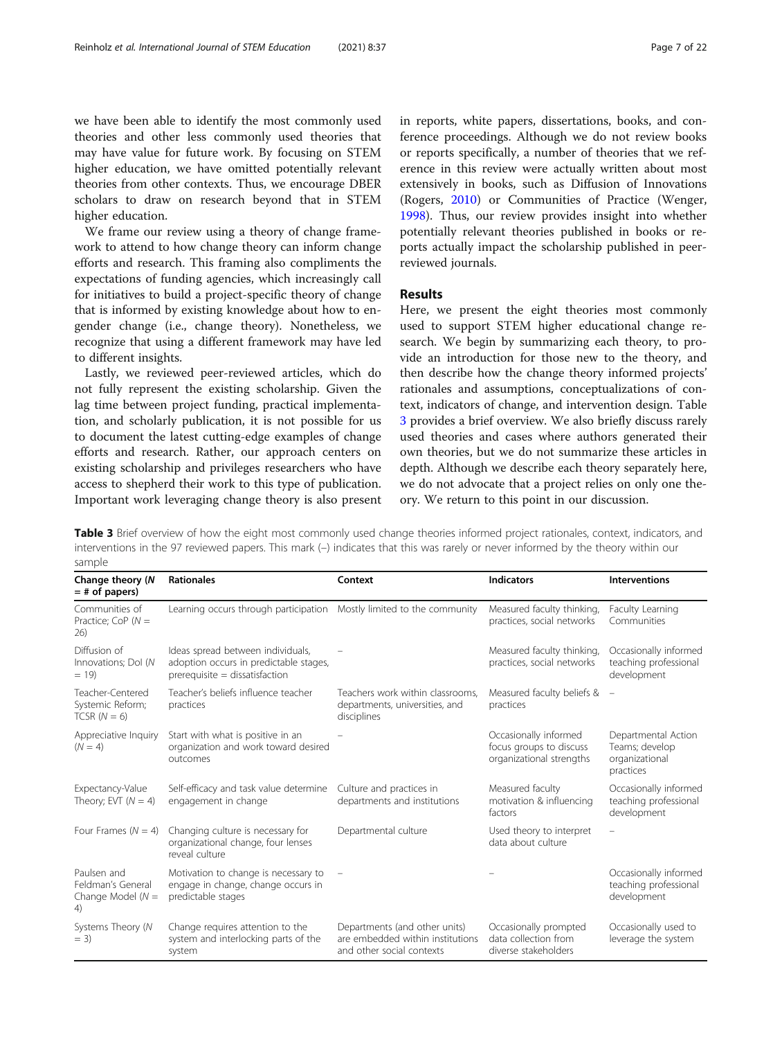we have been able to identify the most commonly used theories and other less commonly used theories that may have value for future work. By focusing on STEM higher education, we have omitted potentially relevant theories from other contexts. Thus, we encourage DBER scholars to draw on research beyond that in STEM higher education.

We frame our review using a theory of change framework to attend to how change theory can inform change efforts and research. This framing also compliments the expectations of funding agencies, which increasingly call for initiatives to build a project-specific theory of change that is informed by existing knowledge about how to engender change (i.e., change theory). Nonetheless, we recognize that using a different framework may have led to different insights.

Lastly, we reviewed peer-reviewed articles, which do not fully represent the existing scholarship. Given the lag time between project funding, practical implementation, and scholarly publication, it is not possible for us to document the latest cutting-edge examples of change efforts and research. Rather, our approach centers on existing scholarship and privileges researchers who have access to shepherd their work to this type of publication. Important work leveraging change theory is also present in reports, white papers, dissertations, books, and conference proceedings. Although we do not review books or reports specifically, a number of theories that we reference in this review were actually written about most extensively in books, such as Diffusion of Innovations (Rogers, 2010) or Communities of Practice (Wenger, 1998). Thus, our review provides insight into whether potentially relevant theories published in books or reports actually impact the scholarship published in peer-reviewed journals.

## Results

Here, we present the eight theories most commonly used to support STEM higher educational change research. We begin by summarizing each theory, to provide an introduction for those new to the theory, and then describe how the change theory informed projects' rationales and assumptions, conceptualizations of context, indicators of change, and intervention design. Table 3 provides a brief overview. We also briefly discuss rarely used theories and cases where authors generated their own theories, but we do not summarize these articles in depth. Although we describe each theory separately here, we do not advocate that a project relies on only one theory. We return to this point in our discussion.

**Table 3** Brief overview of how the eight most commonly used change theories informed project rationales, context, indicators, and interventions in the 97 reviewed papers. This mark (–) indicates that this was rarely or never informed by the theory within our sample

| Change theory ($N$ = # of papers) | Rationales | Context | Indicators | Interventions |
|---|---|---|---|---|
| Communities of Practice; CoP ($N$ = 26) | Learning occurs through participation | Mostly limited to the community | Measured faculty thinking, practices, social networks | Faculty Learning Communities |
| Diffusion of Innovations; DoI ($N$ = 19) | Ideas spread between individuals, adoption occurs in predictable stages, prerequisite = dissatisfaction | – | Measured faculty thinking, practices, social networks | Occasionally informed teaching professional development |
| Teacher-Centered Systemic Reform; TCSR ($N$ = 6) | Teacher's beliefs influence teacher practices | Teachers work within classrooms, departments, universities, and disciplines | Measured faculty beliefs & practices | – |
| Appreciative Inquiry ($N$ = 4) | Start with what is positive in an organization and work toward desired outcomes | – | Occasionally informed focus groups to discuss organizational strengths | Departmental Action Teams; develop organizational practices |
| Expectancy-Value Theory; EVT ($N$ = 4) | Self-efficacy and task value determine engagement in change | Culture and practices in departments and institutions | Measured faculty motivation & influencing factors | Occasionally informed teaching professional development |
| Four Frames ($N$ = 4) | Changing culture is necessary for organizational change, four lenses reveal culture | Departmental culture | Used theory to interpret data about culture | – |
| Paulsen and Feldman's General Change Model ($N$ = 4) | Motivation to change is necessary to engage in change, change occurs in predictable stages | – | – | Occasionally informed teaching professional development |
| Systems Theory ($N$ = 3) | Change requires attention to the system and interlocking parts of the system | Departments (and other units) are embedded within institutions and other social contexts | Occasionally prompted data collection from diverse stakeholders | Occasionally used to leverage the system |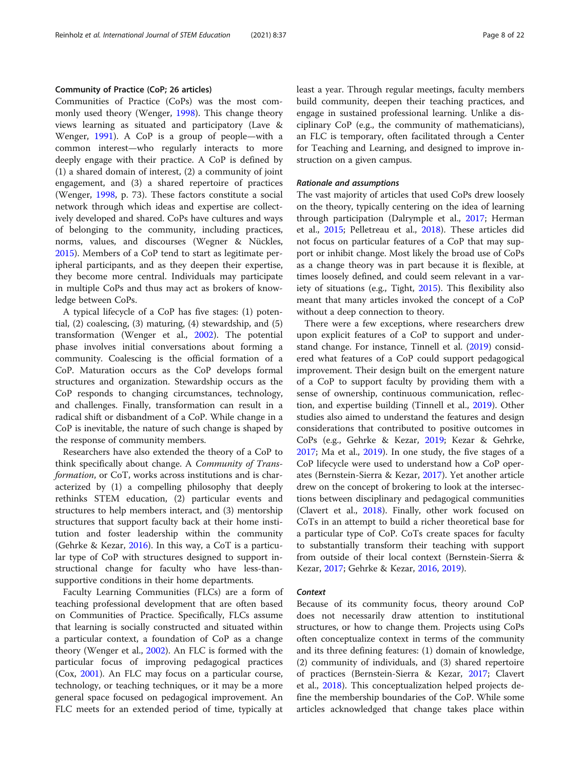### Community of Practice (CoP; 26 articles)

Communities of Practice (CoPs) was the most commonly used theory (Wenger, 1998). This change theory views learning as situated and participatory (Lave & Wenger, 1991). A CoP is a group of people—with a common interest—who regularly interacts to more deeply engage with their practice. A CoP is defined by (1) a shared domain of interest, (2) a community of joint engagement, and (3) a shared repertoire of practices (Wenger, 1998, p. 73). These factors constitute a social network through which ideas and expertise are collectively developed and shared. CoPs have cultures and ways of belonging to the community, including practices, norms, values, and discourses (Wegner & Nückles, 2015). Members of a CoP tend to start as legitimate peripheral participants, and as they deepen their expertise, they become more central. Individuals may participate in multiple CoPs and thus may act as brokers of knowledge between CoPs.

A typical lifecycle of a CoP has five stages: (1) potential, (2) coalescing, (3) maturing, (4) stewardship, and (5) transformation (Wenger et al., 2002). The potential phase involves initial conversations about forming a community. Coalescing is the official formation of a CoP. Maturation occurs as the CoP develops formal structures and organization. Stewardship occurs as the CoP responds to changing circumstances, technology, and challenges. Finally, transformation can result in a radical shift or disbandment of a CoP. While change in a CoP is inevitable, the nature of such change is shaped by the response of community members.

Researchers have also extended the theory of a CoP to think specifically about change. A *Community of Transformation*, or CoT, works across institutions and is characterized by (1) a compelling philosophy that deeply rethinks STEM education, (2) particular events and structures to help members interact, and (3) mentorship structures that support faculty back at their home institution and foster leadership within the community (Gehrke & Kezar, 2016). In this way, a CoT is a particular type of CoP with structures designed to support instructional change for faculty who have less-than-supportive conditions in their home departments.

Faculty Learning Communities (FLCs) are a form of teaching professional development that are often based on Communities of Practice. Specifically, FLCs assume that learning is socially constructed and situated within a particular context, a foundation of CoP as a change theory (Wenger et al., 2002). An FLC is formed with the particular focus of improving pedagogical practices (Cox, 2001). An FLC may focus on a particular course, technology, or teaching techniques, or it may be a more general space focused on pedagogical improvement. An FLC meets for an extended period of time, typically at least a year. Through regular meetings, faculty members build community, deepen their teaching practices, and engage in sustained professional learning. Unlike a disciplinary CoP (e.g., the community of mathematicians), an FLC is temporary, often facilitated through a Center for Teaching and Learning, and designed to improve instruction on a given campus.

#### *Rationale and assumptions*

The vast majority of articles that used CoPs drew loosely on the theory, typically centering on the idea of learning through participation (Dalrymple et al., 2017; Herman et al., 2015; Pelletreau et al., 2018). These articles did not focus on particular features of a CoP that may support or inhibit change. Most likely the broad use of CoPs as a change theory was in part because it is flexible, at times loosely defined, and could seem relevant in a variety of situations (e.g., Tight, 2015). This flexibility also meant that many articles invoked the concept of a CoP without a deep connection to theory.

There were a few exceptions, where researchers drew upon explicit features of a CoP to support and understand change. For instance, Tinnell et al. (2019) considered what features of a CoP could support pedagogical improvement. Their design built on the emergent nature of a CoP to support faculty by providing them with a sense of ownership, continuous communication, reflection, and expertise building (Tinnell et al., 2019). Other studies also aimed to understand the features and design considerations that contributed to positive outcomes in CoPs (e.g., Gehrke & Kezar, 2019; Kezar & Gehrke, 2017; Ma et al., 2019). In one study, the five stages of a CoP lifecycle were used to understand how a CoP operates (Bernstein-Sierra & Kezar, 2017). Yet another article drew on the concept of brokering to look at the intersections between disciplinary and pedagogical communities (Clavert et al., 2018). Finally, other work focused on CoTs in an attempt to build a richer theoretical base for a particular type of CoP. CoTs create spaces for faculty to substantially transform their teaching with support from outside of their local context (Bernstein-Sierra & Kezar, 2017; Gehrke & Kezar, 2016, 2019).

#### *Context*

Because of its community focus, theory around CoP does not necessarily draw attention to institutional structures, or how to change them. Projects using CoPs often conceptualize context in terms of the community and its three defining features: (1) domain of knowledge, (2) community of individuals, and (3) shared repertoire of practices (Bernstein-Sierra & Kezar, 2017; Clavert et al., 2018). This conceptualization helped projects define the membership boundaries of the CoP. While some articles acknowledged that change takes place within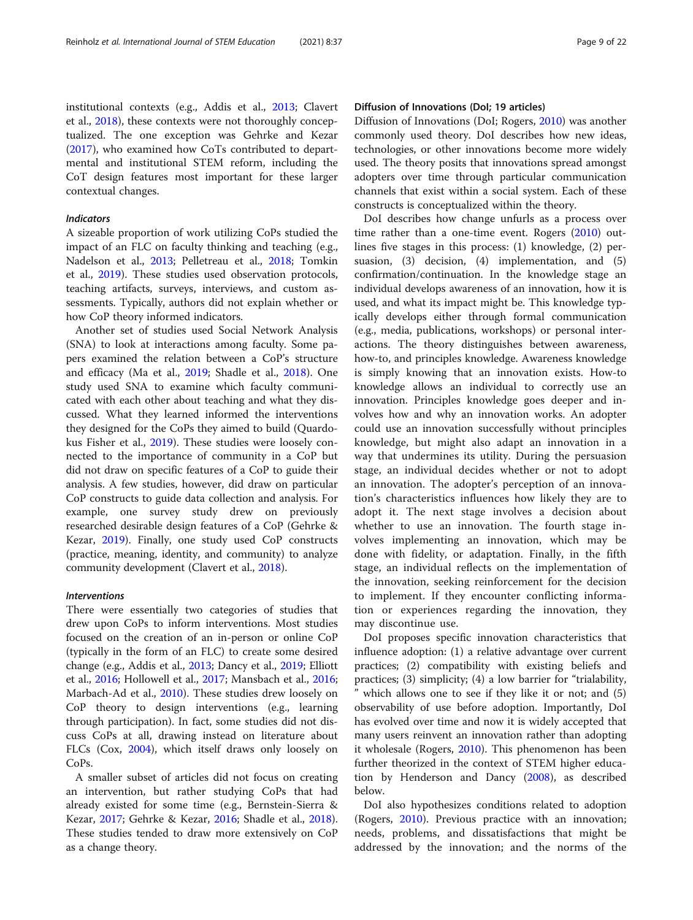institutional contexts (e.g., Addis et al., 2013; Clavert et al., 2018), these contexts were not thoroughly conceptualized. The one exception was Gehrke and Kezar (2017), who examined how CoTs contributed to departmental and institutional STEM reform, including the CoT design features most important for these larger contextual changes.

#### *Indicators*

A sizeable proportion of work utilizing CoPs studied the impact of an FLC on faculty thinking and teaching (e.g., Nadelson et al., 2013; Pelletreau et al., 2018; Tomkin et al., 2019). These studies used observation protocols, teaching artifacts, surveys, interviews, and custom assessments. Typically, authors did not explain whether or how CoP theory informed indicators.

Another set of studies used Social Network Analysis (SNA) to look at interactions among faculty. Some papers examined the relation between a CoP's structure and efficacy (Ma et al., 2019; Shadle et al., 2018). One study used SNA to examine which faculty communicated with each other about teaching and what they discussed. What they learned informed the interventions they designed for the CoPs they aimed to build (Quardokus Fisher et al., 2019). These studies were loosely connected to the importance of community in a CoP but did not draw on specific features of a CoP to guide their analysis. A few studies, however, did draw on particular CoP constructs to guide data collection and analysis. For example, one survey study drew on previously researched desirable design features of a CoP (Gehrke & Kezar, 2019). Finally, one study used CoP constructs (practice, meaning, identity, and community) to analyze community development (Clavert et al., 2018).

#### *Interventions*

There were essentially two categories of studies that drew upon CoPs to inform interventions. Most studies focused on the creation of an in-person or online CoP (typically in the form of an FLC) to create some desired change (e.g., Addis et al., 2013; Dancy et al., 2019; Elliott et al., 2016; Hollowell et al., 2017; Mansbach et al., 2016; Marbach-Ad et al., 2010). These studies drew loosely on CoP theory to design interventions (e.g., learning through participation). In fact, some studies did not discuss CoPs at all, drawing instead on literature about FLCs (Cox, 2004), which itself draws only loosely on CoPs.

A smaller subset of articles did not focus on creating an intervention, but rather studying CoPs that had already existed for some time (e.g., Bernstein-Sierra & Kezar, 2017; Gehrke & Kezar, 2016; Shadle et al., 2018). These studies tended to draw more extensively on CoP as a change theory.

### Diffusion of Innovations (DoI; 19 articles)

Diffusion of Innovations (DoI; Rogers, 2010) was another commonly used theory. DoI describes how new ideas, technologies, or other innovations become more widely used. The theory posits that innovations spread amongst adopters over time through particular communication channels that exist within a social system. Each of these constructs is conceptualized within the theory.

DoI describes how change unfurls as a process over time rather than a one-time event. Rogers (2010) outlines five stages in this process: (1) knowledge, (2) persuasion, (3) decision, (4) implementation, and (5) confirmation/continuation. In the knowledge stage an individual develops awareness of an innovation, how it is used, and what its impact might be. This knowledge typically develops either through formal communication (e.g., media, publications, workshops) or personal interactions. The theory distinguishes between awareness, how-to, and principles knowledge. Awareness knowledge is simply knowing that an innovation exists. How-to knowledge allows an individual to correctly use an innovation. Principles knowledge goes deeper and involves how and why an innovation works. An adopter could use an innovation successfully without principles knowledge, but might also adapt an innovation in a way that undermines its utility. During the persuasion stage, an individual decides whether or not to adopt an innovation. The adopter's perception of an innovation's characteristics influences how likely they are to adopt it. The next stage involves a decision about whether to use an innovation. The fourth stage involves implementing an innovation, which may be done with fidelity, or adaptation. Finally, in the fifth stage, an individual reflects on the implementation of the innovation, seeking reinforcement for the decision to implement. If they encounter conflicting information or experiences regarding the innovation, they may discontinue use.

DoI proposes specific innovation characteristics that influence adoption: (1) a relative advantage over current practices; (2) compatibility with existing beliefs and practices; (3) simplicity; (4) a low barrier for "trialability," which allows one to see if they like it or not; and (5) observability of use before adoption. Importantly, DoI has evolved over time and now it is widely accepted that many users reinvent an innovation rather than adopting it wholesale (Rogers, 2010). This phenomenon has been further theorized in the context of STEM higher education by Henderson and Dancy (2008), as described below.

DoI also hypothesizes conditions related to adoption (Rogers, 2010). Previous practice with an innovation; needs, problems, and dissatisfactions that might be addressed by the innovation; and the norms of the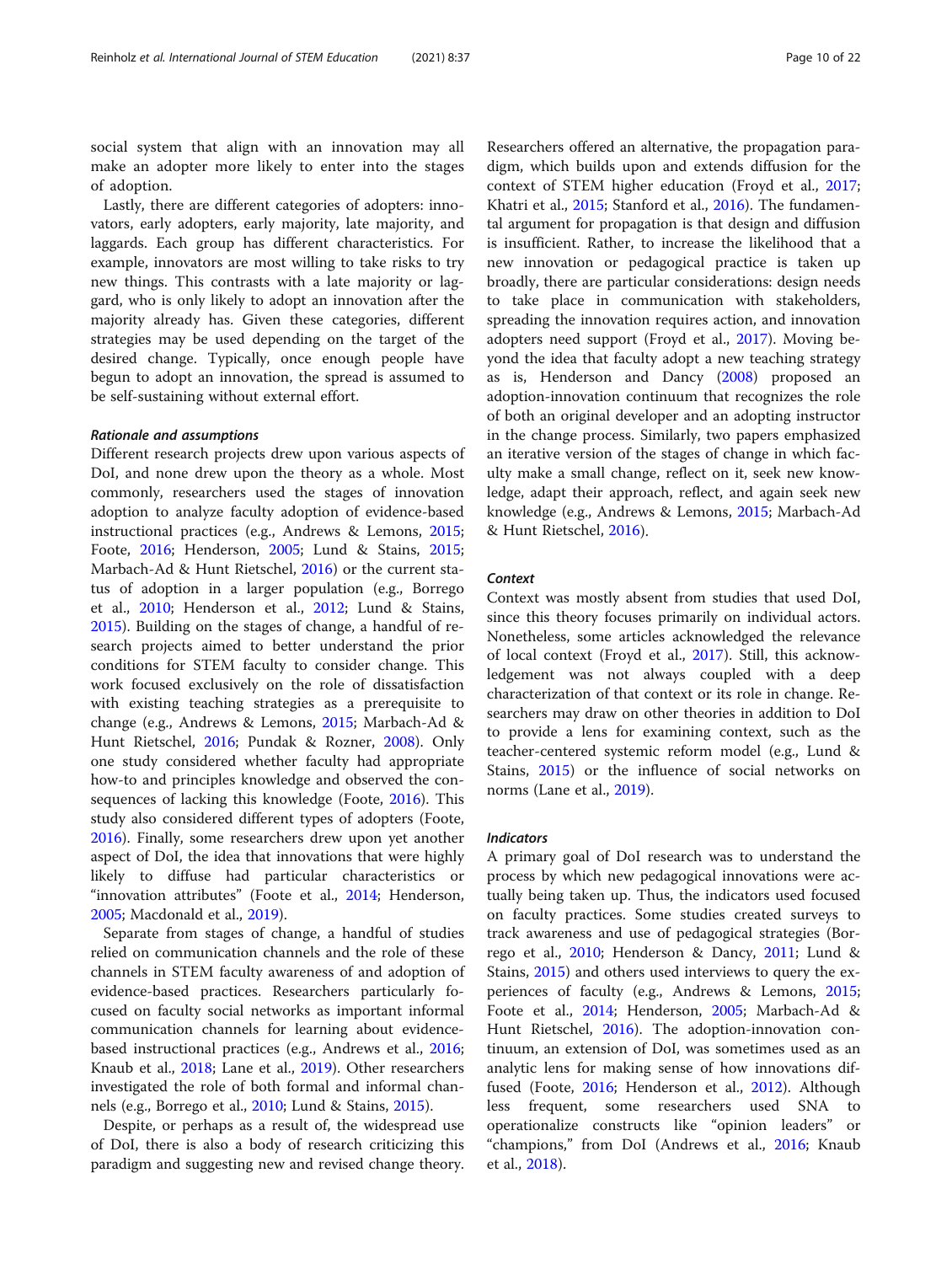social system that align with an innovation may all make an adopter more likely to enter into the stages of adoption.

Lastly, there are different categories of adopters: innovators, early adopters, early majority, late majority, and laggards. Each group has different characteristics. For example, innovators are most willing to take risks to try new things. This contrasts with a late majority or laggard, who is only likely to adopt an innovation after the majority already has. Given these categories, different strategies may be used depending on the target of the desired change. Typically, once enough people have begun to adopt an innovation, the spread is assumed to be self-sustaining without external effort.

#### *Rationale and assumptions*

Different research projects drew upon various aspects of DoI, and none drew upon the theory as a whole. Most commonly, researchers used the stages of innovation adoption to analyze faculty adoption of evidence-based instructional practices (e.g., Andrews & Lemons, 2015; Foote, 2016; Henderson, 2005; Lund & Stains, 2015; Marbach-Ad & Hunt Rietschel, 2016) or the current status of adoption in a larger population (e.g., Borrego et al., 2010; Henderson et al., 2012; Lund & Stains, 2015). Building on the stages of change, a handful of research projects aimed to better understand the prior conditions for STEM faculty to consider change. This work focused exclusively on the role of dissatisfaction with existing teaching strategies as a prerequisite to change (e.g., Andrews & Lemons, 2015; Marbach-Ad & Hunt Rietschel, 2016; Pundak & Rozner, 2008). Only one study considered whether faculty had appropriate how-to and principles knowledge and observed the consequences of lacking this knowledge (Foote, 2016). This study also considered different types of adopters (Foote, 2016). Finally, some researchers drew upon yet another aspect of DoI, the idea that innovations that were highly likely to diffuse had particular characteristics or "innovation attributes" (Foote et al., 2014; Henderson, 2005; Macdonald et al., 2019).

Separate from stages of change, a handful of studies relied on communication channels and the role of these channels in STEM faculty awareness of and adoption of evidence-based practices. Researchers particularly focused on faculty social networks as important informal communication channels for learning about evidence-based instructional practices (e.g., Andrews et al., 2016; Knaub et al., 2018; Lane et al., 2019). Other researchers investigated the role of both formal and informal channels (e.g., Borrego et al., 2010; Lund & Stains, 2015).

Despite, or perhaps as a result of, the widespread use of DoI, there is also a body of research criticizing this paradigm and suggesting new and revised change theory. Researchers offered an alternative, the propagation paradigm, which builds upon and extends diffusion for the context of STEM higher education (Froyd et al., 2017; Khatri et al., 2015; Stanford et al., 2016). The fundamental argument for propagation is that design and diffusion is insufficient. Rather, to increase the likelihood that a new innovation or pedagogical practice is taken up broadly, there are particular considerations: design needs to take place in communication with stakeholders, spreading the innovation requires action, and innovation adopters need support (Froyd et al., 2017). Moving beyond the idea that faculty adopt a new teaching strategy as is, Henderson and Dancy (2008) proposed an adoption-innovation continuum that recognizes the role of both an original developer and an adopting instructor in the change process. Similarly, two papers emphasized an iterative version of the stages of change in which faculty make a small change, reflect on it, seek new knowledge, adapt their approach, reflect, and again seek new knowledge (e.g., Andrews & Lemons, 2015; Marbach-Ad & Hunt Rietschel, 2016).

#### *Context*

Context was mostly absent from studies that used DoI, since this theory focuses primarily on individual actors. Nonetheless, some articles acknowledged the relevance of local context (Froyd et al., 2017). Still, this acknowledgement was not always coupled with a deep characterization of that context or its role in change. Researchers may draw on other theories in addition to DoI to provide a lens for examining context, such as the teacher-centered systemic reform model (e.g., Lund & Stains, 2015) or the influence of social networks on norms (Lane et al., 2019).

#### *Indicators*

A primary goal of DoI research was to understand the process by which new pedagogical innovations were actually being taken up. Thus, the indicators used focused on faculty practices. Some studies created surveys to track awareness and use of pedagogical strategies (Borrego et al., 2010; Henderson & Dancy, 2011; Lund & Stains, 2015) and others used interviews to query the experiences of faculty (e.g., Andrews & Lemons, 2015; Foote et al., 2014; Henderson, 2005; Marbach-Ad & Hunt Rietschel, 2016). The adoption-innovation continuum, an extension of DoI, was sometimes used as an analytic lens for making sense of how innovations diffused (Foote, 2016; Henderson et al., 2012). Although less frequent, some researchers used SNA to operationalize constructs like "opinion leaders" or "champions," from DoI (Andrews et al., 2016; Knaub et al., 2018).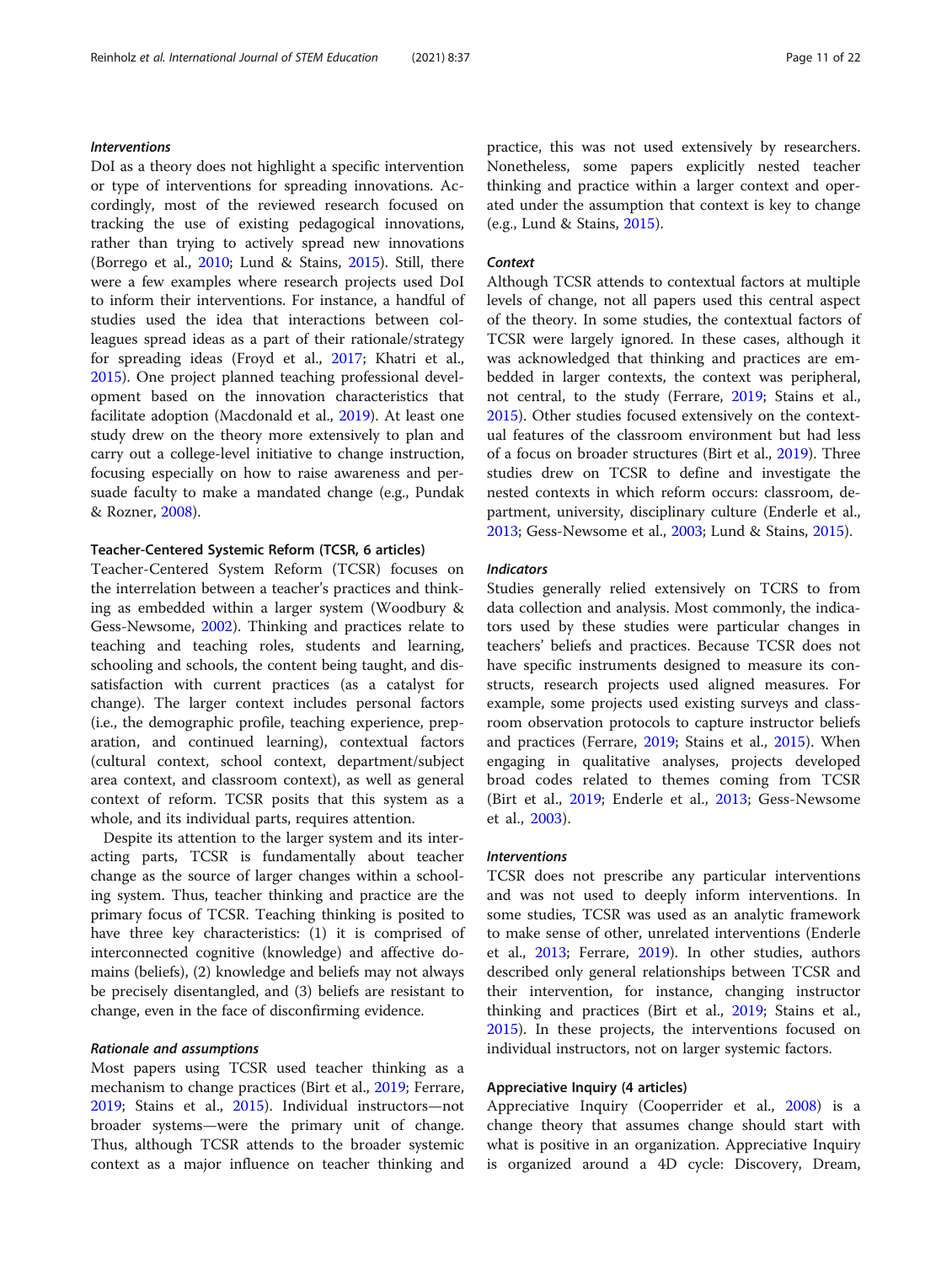#### *Interventions*

DoI as a theory does not highlight a specific intervention or type of interventions for spreading innovations. Accordingly, most of the reviewed research focused on tracking the use of existing pedagogical innovations, rather than trying to actively spread new innovations (Borrego et al., 2010; Lund & Stains, 2015). Still, there were a few examples where research projects used DoI to inform their interventions. For instance, a handful of studies used the idea that interactions between colleagues spread ideas as a part of their rationale/strategy for spreading ideas (Froyd et al., 2017; Khatri et al., 2015). One project planned teaching professional development based on the innovation characteristics that facilitate adoption (Macdonald et al., 2019). At least one study drew on the theory more extensively to plan and carry out a college-level initiative to change instruction, focusing especially on how to raise awareness and persuade faculty to make a mandated change (e.g., Pundak & Rozner, 2008).

### Teacher-Centered Systemic Reform (TCSR, 6 articles)

Teacher-Centered System Reform (TCSR) focuses on the interrelation between a teacher's practices and thinking as embedded within a larger system (Woodbury & Gess-Newsome, 2002). Thinking and practices relate to teaching and teaching roles, students and learning, schooling and schools, the content being taught, and dissatisfaction with current practices (as a catalyst for change). The larger context includes personal factors (i.e., the demographic profile, teaching experience, preparation, and continued learning), contextual factors (cultural context, school context, department/subject area context, and classroom context), as well as general context of reform. TCSR posits that this system as a whole, and its individual parts, requires attention.

Despite its attention to the larger system and its interacting parts, TCSR is fundamentally about teacher change as the source of larger changes within a schooling system. Thus, teacher thinking and practice are the primary focus of TCSR. Teaching thinking is posited to have three key characteristics: (1) it is comprised of interconnected cognitive (knowledge) and affective domains (beliefs), (2) knowledge and beliefs may not always be precisely disentangled, and (3) beliefs are resistant to change, even in the face of disconfirming evidence.

#### *Rationale and assumptions*

Most papers using TCSR used teacher thinking as a mechanism to change practices (Birt et al., 2019; Ferrare, 2019; Stains et al., 2015). Individual instructors—not broader systems—were the primary unit of change. Thus, although TCSR attends to the broader systemic context as a major influence on teacher thinking and practice, this was not used extensively by researchers. Nonetheless, some papers explicitly nested teacher thinking and practice within a larger context and operated under the assumption that context is key to change (e.g., Lund & Stains, 2015).

#### *Context*

Although TCSR attends to contextual factors at multiple levels of change, not all papers used this central aspect of the theory. In some studies, the contextual factors of TCSR were largely ignored. In these cases, although it was acknowledged that thinking and practices are embedded in larger contexts, the context was peripheral, not central, to the study (Ferrare, 2019; Stains et al., 2015). Other studies focused extensively on the contextual features of the classroom environment but had less of a focus on broader structures (Birt et al., 2019). Three studies drew on TCSR to define and investigate the nested contexts in which reform occurs: classroom, department, university, disciplinary culture (Enderle et al., 2013; Gess-Newsome et al., 2003; Lund & Stains, 2015).

#### *Indicators*

Studies generally relied extensively on TCRS to from data collection and analysis. Most commonly, the indicators used by these studies were particular changes in teachers' beliefs and practices. Because TCSR does not have specific instruments designed to measure its constructs, research projects used aligned measures. For example, some projects used existing surveys and classroom observation protocols to capture instructor beliefs and practices (Ferrare, 2019; Stains et al., 2015). When engaging in qualitative analyses, projects developed broad codes related to themes coming from TCSR (Birt et al., 2019; Enderle et al., 2013; Gess-Newsome et al., 2003).

#### *Interventions*

TCSR does not prescribe any particular interventions and was not used to deeply inform interventions. In some studies, TCSR was used as an analytic framework to make sense of other, unrelated interventions (Enderle et al., 2013; Ferrare, 2019). In other studies, authors described only general relationships between TCSR and their intervention, for instance, changing instructor thinking and practices (Birt et al., 2019; Stains et al., 2015). In these projects, the interventions focused on individual instructors, not on larger systemic factors.

### Appreciative Inquiry (4 articles)

Appreciative Inquiry (Cooperrider et al., 2008) is a change theory that assumes change should start with what is positive in an organization. Appreciative Inquiry is organized around a 4D cycle: Discovery, Dream,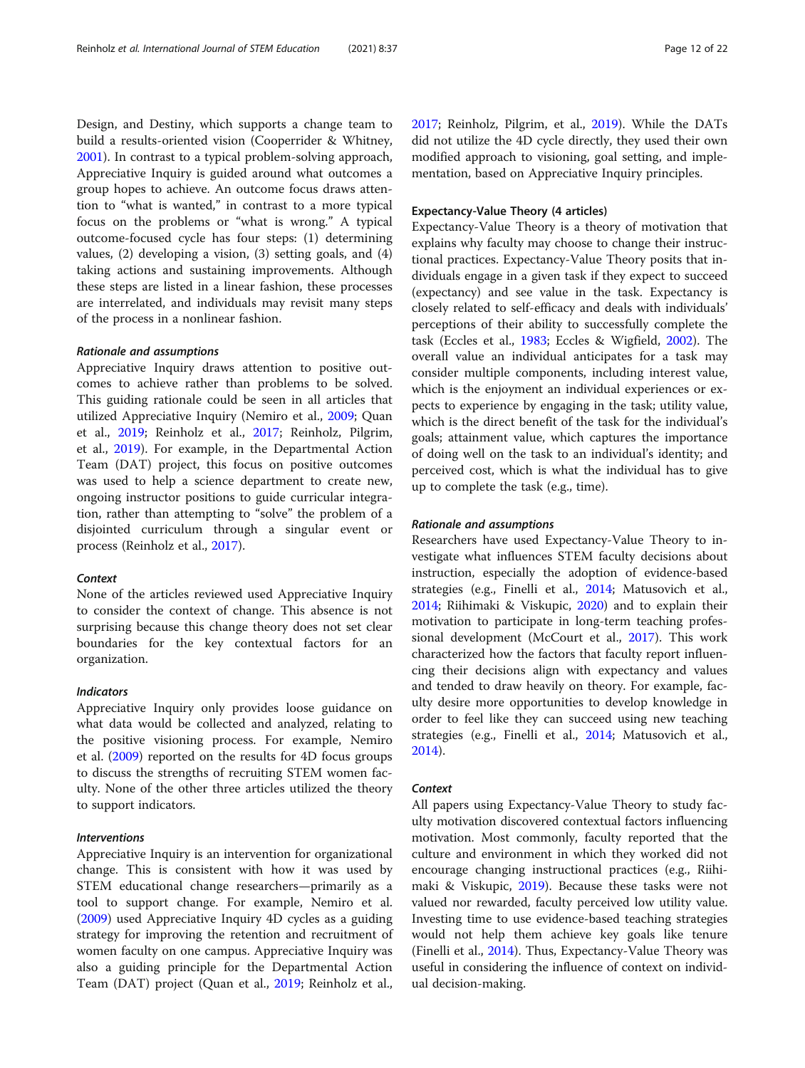Design, and Destiny, which supports a change team to build a results-oriented vision (Cooperrider & Whitney, 2001). In contrast to a typical problem-solving approach, Appreciative Inquiry is guided around what outcomes a group hopes to achieve. An outcome focus draws attention to "what is wanted," in contrast to a more typical focus on the problems or "what is wrong." A typical outcome-focused cycle has four steps: (1) determining values, (2) developing a vision, (3) setting goals, and (4) taking actions and sustaining improvements. Although these steps are listed in a linear fashion, these processes are interrelated, and individuals may revisit many steps of the process in a nonlinear fashion.

#### *Rationale and assumptions*

Appreciative Inquiry draws attention to positive outcomes to achieve rather than problems to be solved. This guiding rationale could be seen in all articles that utilized Appreciative Inquiry (Nemiro et al., 2009; Quan et al., 2019; Reinholz et al., 2017; Reinholz, Pilgrim, et al., 2019). For example, in the Departmental Action Team (DAT) project, this focus on positive outcomes was used to help a science department to create new, ongoing instructor positions to guide curricular integration, rather than attempting to "solve" the problem of a disjointed curriculum through a singular event or process (Reinholz et al., 2017).

#### *Context*

None of the articles reviewed used Appreciative Inquiry to consider the context of change. This absence is not surprising because this change theory does not set clear boundaries for the key contextual factors for an organization.

#### *Indicators*

Appreciative Inquiry only provides loose guidance on what data would be collected and analyzed, relating to the positive visioning process. For example, Nemiro et al. (2009) reported on the results for 4D focus groups to discuss the strengths of recruiting STEM women faculty. None of the other three articles utilized the theory to support indicators.

#### *Interventions*

Appreciative Inquiry is an intervention for organizational change. This is consistent with how it was used by STEM educational change researchers—primarily as a tool to support change. For example, Nemiro et al. (2009) used Appreciative Inquiry 4D cycles as a guiding strategy for improving the retention and recruitment of women faculty on one campus. Appreciative Inquiry was also a guiding principle for the Departmental Action Team (DAT) project (Quan et al., 2019; Reinholz et al., 2017; Reinholz, Pilgrim, et al., 2019). While the DATs did not utilize the 4D cycle directly, they used their own modified approach to visioning, goal setting, and implementation, based on Appreciative Inquiry principles.

### Expectancy-Value Theory (4 articles)

Expectancy-Value Theory is a theory of motivation that explains why faculty may choose to change their instructional practices. Expectancy-Value Theory posits that individuals engage in a given task if they expect to succeed (expectancy) and see value in the task. Expectancy is closely related to self-efficacy and deals with individuals' perceptions of their ability to successfully complete the task (Eccles et al., 1983; Eccles & Wigfield, 2002). The overall value an individual anticipates for a task may consider multiple components, including interest value, which is the enjoyment an individual experiences or expects to experience by engaging in the task; utility value, which is the direct benefit of the task for the individual's goals; attainment value, which captures the importance of doing well on the task to an individual's identity; and perceived cost, which is what the individual has to give up to complete the task (e.g., time).

#### *Rationale and assumptions*

Researchers have used Expectancy-Value Theory to investigate what influences STEM faculty decisions about instruction, especially the adoption of evidence-based strategies (e.g., Finelli et al., 2014; Matusovich et al., 2014; Riihimaki & Viskupic, 2020) and to explain their motivation to participate in long-term teaching professional development (McCourt et al., 2017). This work characterized how the factors that faculty report influencing their decisions align with expectancy and values and tended to draw heavily on theory. For example, faculty desire more opportunities to develop knowledge in order to feel like they can succeed using new teaching strategies (e.g., Finelli et al., 2014; Matusovich et al., 2014).

#### *Context*

All papers using Expectancy-Value Theory to study faculty motivation discovered contextual factors influencing motivation. Most commonly, faculty reported that the culture and environment in which they worked did not encourage changing instructional practices (e.g., Riihimaki & Viskupic, 2019). Because these tasks were not valued nor rewarded, faculty perceived low utility value. Investing time to use evidence-based teaching strategies would not help them achieve key goals like tenure (Finelli et al., 2014). Thus, Expectancy-Value Theory was useful in considering the influence of context on individual decision-making.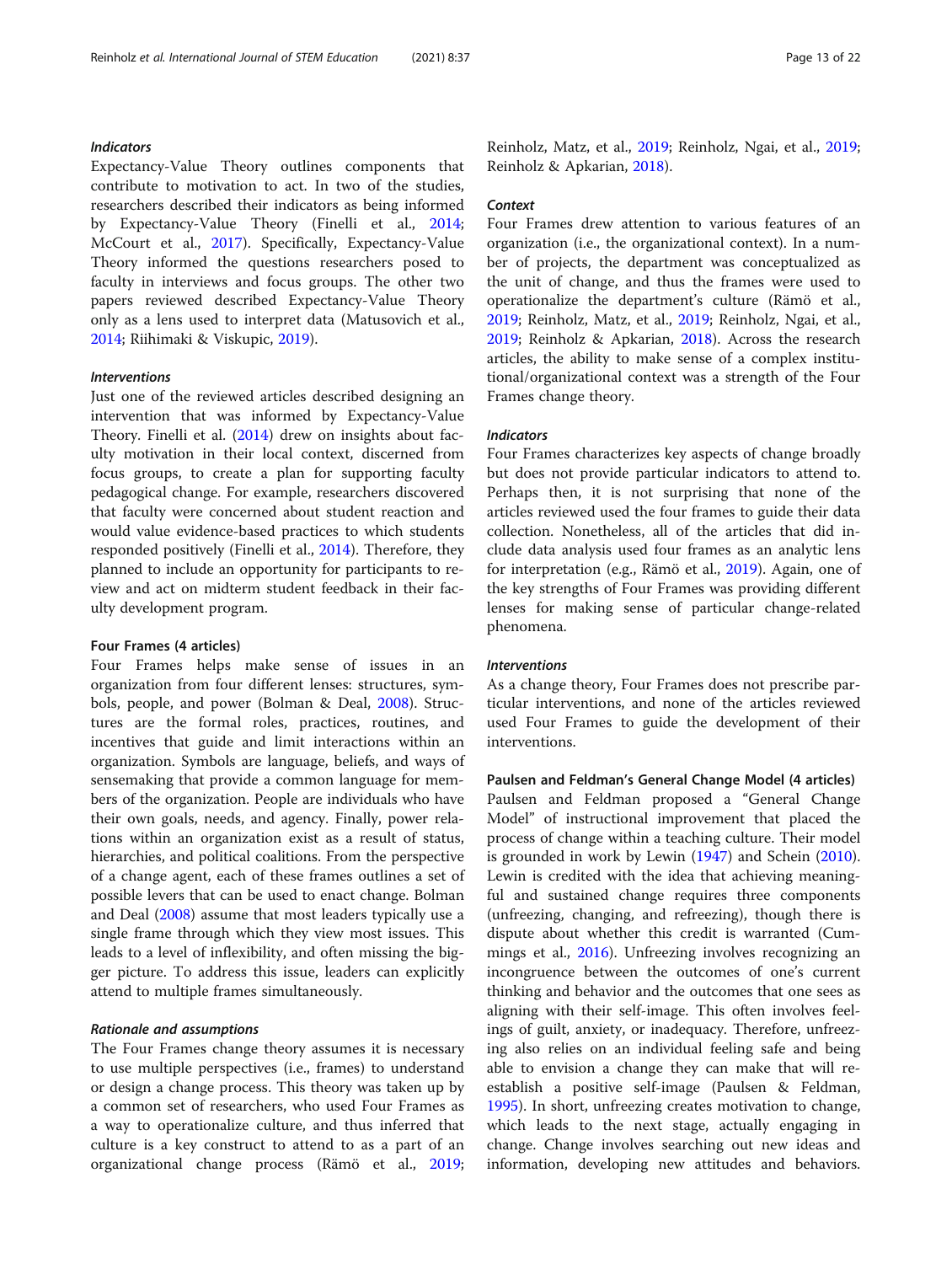#### *Indicators*

Expectancy-Value Theory outlines components that contribute to motivation to act. In two of the studies, researchers described their indicators as being informed by Expectancy-Value Theory (Finelli et al., 2014; McCourt et al., 2017). Specifically, Expectancy-Value Theory informed the questions researchers posed to faculty in interviews and focus groups. The other two papers reviewed described Expectancy-Value Theory only as a lens used to interpret data (Matusovich et al., 2014; Riihimaki & Viskupic, 2019).

#### *Interventions*

Just one of the reviewed articles described designing an intervention that was informed by Expectancy-Value Theory. Finelli et al. (2014) drew on insights about faculty motivation in their local context, discerned from focus groups, to create a plan for supporting faculty pedagogical change. For example, researchers discovered that faculty were concerned about student reaction and would value evidence-based practices to which students responded positively (Finelli et al., 2014). Therefore, they planned to include an opportunity for participants to review and act on midterm student feedback in their faculty development program.

### Four Frames (4 articles)

Four Frames helps make sense of issues in an organization from four different lenses: structures, symbols, people, and power (Bolman & Deal, 2008). Structures are the formal roles, practices, routines, and incentives that guide and limit interactions within an organization. Symbols are language, beliefs, and ways of sensemaking that provide a common language for members of the organization. People are individuals who have their own goals, needs, and agency. Finally, power relations within an organization exist as a result of status, hierarchies, and political coalitions. From the perspective of a change agent, each of these frames outlines a set of possible levers that can be used to enact change. Bolman and Deal (2008) assume that most leaders typically use a single frame through which they view most issues. This leads to a level of inflexibility, and often missing the bigger picture. To address this issue, leaders can explicitly attend to multiple frames simultaneously.

#### *Rationale and assumptions*

The Four Frames change theory assumes it is necessary to use multiple perspectives (i.e., frames) to understand or design a change process. This theory was taken up by a common set of researchers, who used Four Frames as a way to operationalize culture, and thus inferred that culture is a key construct to attend to as a part of an organizational change process (Rämö et al., 2019; Reinholz, Matz, et al., 2019; Reinholz, Ngai, et al., 2019; Reinholz & Apkarian, 2018).

#### *Context*

Four Frames drew attention to various features of an organization (i.e., the organizational context). In a number of projects, the department was conceptualized as the unit of change, and thus the frames were used to operationalize the department's culture (Rämö et al., 2019; Reinholz, Matz, et al., 2019; Reinholz, Ngai, et al., 2019; Reinholz & Apkarian, 2018). Across the research articles, the ability to make sense of a complex institutional/organizational context was a strength of the Four Frames change theory.

#### *Indicators*

Four Frames characterizes key aspects of change broadly but does not provide particular indicators to attend to. Perhaps then, it is not surprising that none of the articles reviewed used the four frames to guide their data collection. Nonetheless, all of the articles that did include data analysis used four frames as an analytic lens for interpretation (e.g., Rämö et al., 2019). Again, one of the key strengths of Four Frames was providing different lenses for making sense of particular change-related phenomena.

#### *Interventions*

As a change theory, Four Frames does not prescribe particular interventions, and none of the articles reviewed used Four Frames to guide the development of their interventions.

### Paulsen and Feldman's General Change Model (4 articles)

Paulsen and Feldman proposed a "General Change Model" of instructional improvement that placed the process of change within a teaching culture. Their model is grounded in work by Lewin (1947) and Schein (2010). Lewin is credited with the idea that achieving meaningful and sustained change requires three components (unfreezing, changing, and refreezing), though there is dispute about whether this credit is warranted (Cummings et al., 2016). Unfreezing involves recognizing an incongruence between the outcomes of one's current thinking and behavior and the outcomes that one sees as aligning with their self-image. This often involves feelings of guilt, anxiety, or inadequacy. Therefore, unfreezing also relies on an individual feeling safe and being able to envision a change they can make that will re-establish a positive self-image (Paulsen & Feldman, 1995). In short, unfreezing creates motivation to change, which leads to the next stage, actually engaging in change. Change involves searching out new ideas and information, developing new attitudes and behaviors.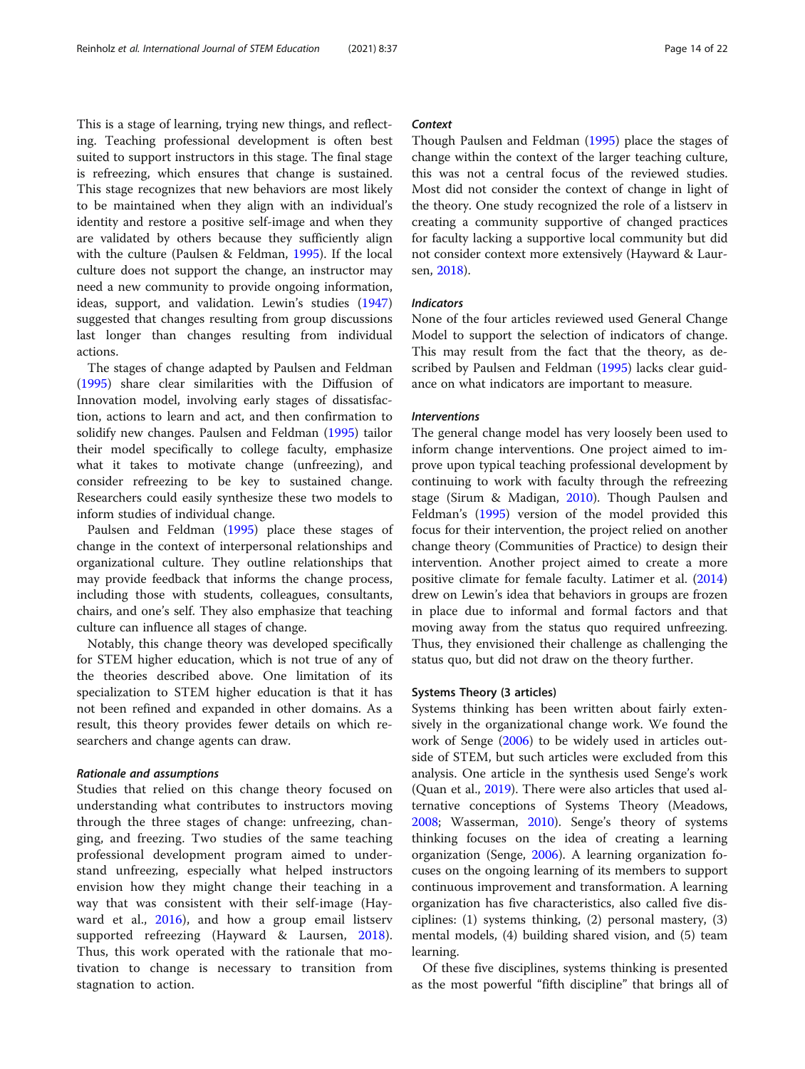This is a stage of learning, trying new things, and reflecting. Teaching professional development is often best suited to support instructors in this stage. The final stage is refreezing, which ensures that change is sustained. This stage recognizes that new behaviors are most likely to be maintained when they align with an individual's identity and restore a positive self-image and when they are validated by others because they sufficiently align with the culture (Paulsen & Feldman, 1995). If the local culture does not support the change, an instructor may need a new community to provide ongoing information, ideas, support, and validation. Lewin's studies (1947) suggested that changes resulting from group discussions last longer than changes resulting from individual actions.

The stages of change adapted by Paulsen and Feldman (1995) share clear similarities with the Diffusion of Innovation model, involving early stages of dissatisfaction, actions to learn and act, and then confirmation to solidify new changes. Paulsen and Feldman (1995) tailor their model specifically to college faculty, emphasize what it takes to motivate change (unfreezing), and consider refreezing to be key to sustained change. Researchers could easily synthesize these two models to inform studies of individual change.

Paulsen and Feldman (1995) place these stages of change in the context of interpersonal relationships and organizational culture. They outline relationships that may provide feedback that informs the change process, including those with students, colleagues, consultants, chairs, and one's self. They also emphasize that teaching culture can influence all stages of change.

Notably, this change theory was developed specifically for STEM higher education, which is not true of any of the theories described above. One limitation of its specialization to STEM higher education is that it has not been refined and expanded in other domains. As a result, this theory provides fewer details on which researchers and change agents can draw.

#### *Rationale and assumptions*

Studies that relied on this change theory focused on understanding what contributes to instructors moving through the three stages of change: unfreezing, changing, and freezing. Two studies of the same teaching professional development program aimed to understand unfreezing, especially what helped instructors envision how they might change their teaching in a way that was consistent with their self-image (Hayward et al., 2016), and how a group email listserv supported refreezing (Hayward & Laursen, 2018). Thus, this work operated with the rationale that motivation to change is necessary to transition from stagnation to action.

#### *Context*

Though Paulsen and Feldman (1995) place the stages of change within the context of the larger teaching culture, this was not a central focus of the reviewed studies. Most did not consider the context of change in light of the theory. One study recognized the role of a listserv in creating a community supportive of changed practices for faculty lacking a supportive local community but did not consider context more extensively (Hayward & Laursen, 2018).

#### *Indicators*

None of the four articles reviewed used General Change Model to support the selection of indicators of change. This may result from the fact that the theory, as described by Paulsen and Feldman (1995) lacks clear guidance on what indicators are important to measure.

#### *Interventions*

The general change model has very loosely been used to inform change interventions. One project aimed to improve upon typical teaching professional development by continuing to work with faculty through the refreezing stage (Sirum & Madigan, 2010). Though Paulsen and Feldman's (1995) version of the model provided this focus for their intervention, the project relied on another change theory (Communities of Practice) to design their intervention. Another project aimed to create a more positive climate for female faculty. Latimer et al. (2014) drew on Lewin's idea that behaviors in groups are frozen in place due to informal and formal factors and that moving away from the status quo required unfreezing. Thus, they envisioned their challenge as challenging the status quo, but did not draw on the theory further.

### Systems Theory (3 articles)

Systems thinking has been written about fairly extensively in the organizational change work. We found the work of Senge (2006) to be widely used in articles outside of STEM, but such articles were excluded from this analysis. One article in the synthesis used Senge's work (Quan et al., 2019). There were also articles that used alternative conceptions of Systems Theory (Meadows, 2008; Wasserman, 2010). Senge's theory of systems thinking focuses on the idea of creating a learning organization (Senge, 2006). A learning organization focuses on the ongoing learning of its members to support continuous improvement and transformation. A learning organization has five characteristics, also called five disciplines: (1) systems thinking, (2) personal mastery, (3) mental models, (4) building shared vision, and (5) team learning.

Of these five disciplines, systems thinking is presented as the most powerful "fifth discipline" that brings all of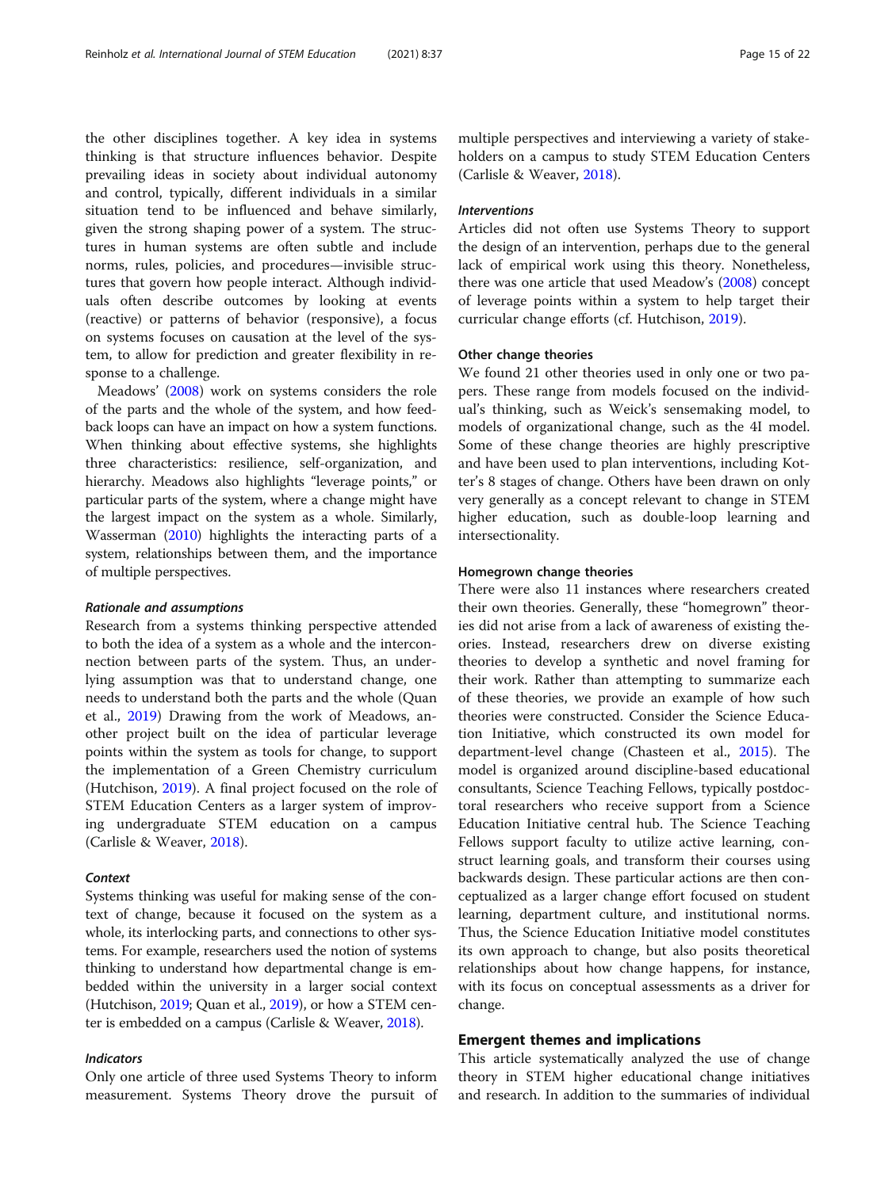the other disciplines together. A key idea in systems thinking is that structure influences behavior. Despite prevailing ideas in society about individual autonomy and control, typically, different individuals in a similar situation tend to be influenced and behave similarly, given the strong shaping power of a system. The structures in human systems are often subtle and include norms, rules, policies, and procedures—invisible structures that govern how people interact. Although individuals often describe outcomes by looking at events (reactive) or patterns of behavior (responsive), a focus on systems focuses on causation at the level of the system, to allow for prediction and greater flexibility in response to a challenge.

Meadows' (2008) work on systems considers the role of the parts and the whole of the system, and how feedback loops can have an impact on how a system functions. When thinking about effective systems, she highlights three characteristics: resilience, self-organization, and hierarchy. Meadows also highlights "leverage points," or particular parts of the system, where a change might have the largest impact on the system as a whole. Similarly, Wasserman (2010) highlights the interacting parts of a system, relationships between them, and the importance of multiple perspectives.

#### *Rationale and assumptions*

Research from a systems thinking perspective attended to both the idea of a system as a whole and the interconnection between parts of the system. Thus, an underlying assumption was that to understand change, one needs to understand both the parts and the whole (Quan et al., 2019) Drawing from the work of Meadows, another project built on the idea of particular leverage points within the system as tools for change, to support the implementation of a Green Chemistry curriculum (Hutchison, 2019). A final project focused on the role of STEM Education Centers as a larger system of improving undergraduate STEM education on a campus (Carlisle & Weaver, 2018).

#### *Context*

Systems thinking was useful for making sense of the context of change, because it focused on the system as a whole, its interlocking parts, and connections to other systems. For example, researchers used the notion of systems thinking to understand how departmental change is embedded within the university in a larger social context (Hutchison, 2019; Quan et al., 2019), or how a STEM center is embedded on a campus (Carlisle & Weaver, 2018).

#### *Indicators*

Only one article of three used Systems Theory to inform measurement. Systems Theory drove the pursuit of multiple perspectives and interviewing a variety of stakeholders on a campus to study STEM Education Centers (Carlisle & Weaver, 2018).

#### *Interventions*

Articles did not often use Systems Theory to support the design of an intervention, perhaps due to the general lack of empirical work using this theory. Nonetheless, there was one article that used Meadow's (2008) concept of leverage points within a system to help target their curricular change efforts (cf. Hutchison, 2019).

### Other change theories

We found 21 other theories used in only one or two papers. These range from models focused on the individual's thinking, such as Weick's sensemaking model, to models of organizational change, such as the 4I model. Some of these change theories are highly prescriptive and have been used to plan interventions, including Kotter's 8 stages of change. Others have been drawn on only very generally as a concept relevant to change in STEM higher education, such as double-loop learning and intersectionality.

### Homegrown change theories

There were also 11 instances where researchers created their own theories. Generally, these "homegrown" theories did not arise from a lack of awareness of existing theories. Instead, researchers drew on diverse existing theories to develop a synthetic and novel framing for their work. Rather than attempting to summarize each of these theories, we provide an example of how such theories were constructed. Consider the Science Education Initiative, which constructed its own model for department-level change (Chasteen et al., 2015). The model is organized around discipline-based educational consultants, Science Teaching Fellows, typically postdoctoral researchers who receive support from a Science Education Initiative central hub. The Science Teaching Fellows support faculty to utilize active learning, construct learning goals, and transform their courses using backwards design. These particular actions are then conceptualized as a larger change effort focused on student learning, department culture, and institutional norms. Thus, the Science Education Initiative model constitutes its own approach to change, but also posits theoretical relationships about how change happens, for instance, with its focus on conceptual assessments as a driver for change.

## Emergent themes and implications

This article systematically analyzed the use of change theory in STEM higher educational change initiatives and research. In addition to the summaries of individual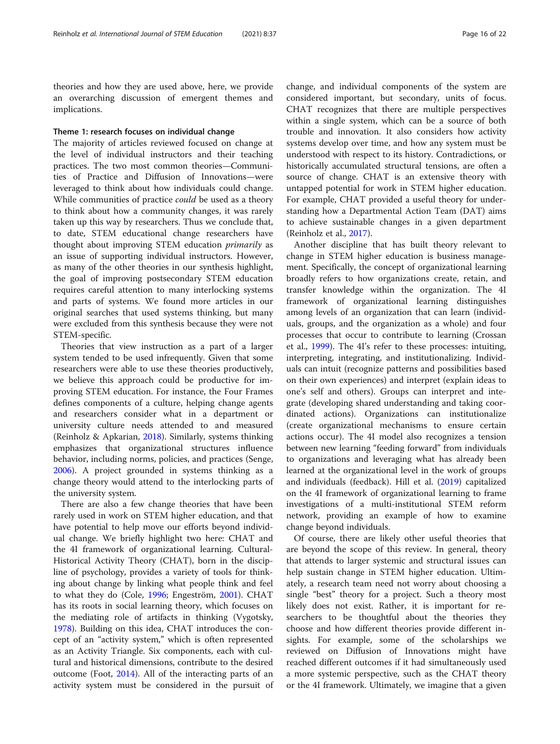theories and how they are used above, here, we provide an overarching discussion of emergent themes and implications.

### Theme 1: research focuses on individual change

The majority of articles reviewed focused on change at the level of individual instructors and their teaching practices. The two most common theories—Communities of Practice and Diffusion of Innovations—were leveraged to think about how individuals could change. While communities of practice *could* be used as a theory to think about how a community changes, it was rarely taken up this way by researchers. Thus we conclude that, to date, STEM educational change researchers have thought about improving STEM education *primarily* as an issue of supporting individual instructors. However, as many of the other theories in our synthesis highlight, the goal of improving postsecondary STEM education requires careful attention to many interlocking systems and parts of systems. We found more articles in our original searches that used systems thinking, but many were excluded from this synthesis because they were not STEM-specific.

Theories that view instruction as a part of a larger system tended to be used infrequently. Given that some researchers were able to use these theories productively, we believe this approach could be productive for improving STEM education. For instance, the Four Frames defines components of a culture, helping change agents and researchers consider what in a department or university culture needs attended to and measured (Reinholz & Apkarian, 2018). Similarly, systems thinking emphasizes that organizational structures influence behavior, including norms, policies, and practices (Senge, 2006). A project grounded in systems thinking as a change theory would attend to the interlocking parts of the university system.

There are also a few change theories that have been rarely used in work on STEM higher education, and that have potential to help move our efforts beyond individual change. We briefly highlight two here: CHAT and the 4I framework of organizational learning. Cultural-Historical Activity Theory (CHAT), born in the discipline of psychology, provides a variety of tools for thinking about change by linking what people think and feel to what they do (Cole, 1996; Engeström, 2001). CHAT has its roots in social learning theory, which focuses on the mediating role of artifacts in thinking (Vygotsky, 1978). Building on this idea, CHAT introduces the concept of an "activity system," which is often represented as an Activity Triangle. Six components, each with cultural and historical dimensions, contribute to the desired outcome (Foot, 2014). All of the interacting parts of an activity system must be considered in the pursuit of change, and individual components of the system are considered important, but secondary, units of focus. CHAT recognizes that there are multiple perspectives within a single system, which can be a source of both trouble and innovation. It also considers how activity systems develop over time, and how any system must be understood with respect to its history. Contradictions, or historically accumulated structural tensions, are often a source of change. CHAT is an extensive theory with untapped potential for work in STEM higher education. For example, CHAT provided a useful theory for understanding how a Departmental Action Team (DAT) aims to achieve sustainable changes in a given department (Reinholz et al., 2017).

Another discipline that has built theory relevant to change in STEM higher education is business management. Specifically, the concept of organizational learning broadly refers to how organizations create, retain, and transfer knowledge within the organization. The 4I framework of organizational learning distinguishes among levels of an organization that can learn (individuals, groups, and the organization as a whole) and four processes that occur to contribute to learning (Crossan et al., 1999). The 4I's refer to these processes: intuiting, interpreting, integrating, and institutionalizing. Individuals can intuit (recognize patterns and possibilities based on their own experiences) and interpret (explain ideas to one's self and others). Groups can interpret and integrate (developing shared understanding and taking coordinated actions). Organizations can institutionalize (create organizational mechanisms to ensure certain actions occur). The 4I model also recognizes a tension between new learning "feeding forward" from individuals to organizations and leveraging what has already been learned at the organizational level in the work of groups and individuals (feedback). Hill et al. (2019) capitalized on the 4I framework of organizational learning to frame investigations of a multi-institutional STEM reform network, providing an example of how to examine change beyond individuals.

Of course, there are likely other useful theories that are beyond the scope of this review. In general, theory that attends to larger systemic and structural issues can help sustain change in STEM higher education. Ultimately, a research team need not worry about choosing a single "best" theory for a project. Such a theory most likely does not exist. Rather, it is important for researchers to be thoughtful about the theories they choose and how different theories provide different insights. For example, some of the scholarships we reviewed on Diffusion of Innovations might have reached different outcomes if it had simultaneously used a more systemic perspective, such as the CHAT theory or the 4I framework. Ultimately, we imagine that a given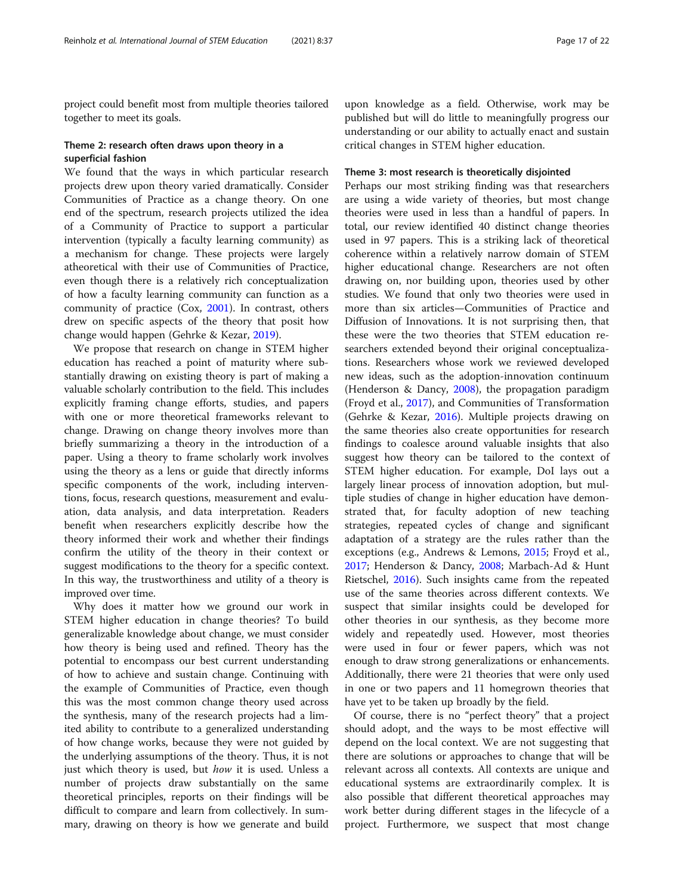project could benefit most from multiple theories tailored together to meet its goals.

### Theme 2: research often draws upon theory in a superficial fashion

We found that the ways in which particular research projects drew upon theory varied dramatically. Consider Communities of Practice as a change theory. On one end of the spectrum, research projects utilized the idea of a Community of Practice to support a particular intervention (typically a faculty learning community) as a mechanism for change. These projects were largely atheoretical with their use of Communities of Practice, even though there is a relatively rich conceptualization of how a faculty learning community can function as a community of practice (Cox, 2001). In contrast, others drew on specific aspects of the theory that posit how change would happen (Gehrke & Kezar, 2019).

We propose that research on change in STEM higher education has reached a point of maturity where substantially drawing on existing theory is part of making a valuable scholarly contribution to the field. This includes explicitly framing change efforts, studies, and papers with one or more theoretical frameworks relevant to change. Drawing on change theory involves more than briefly summarizing a theory in the introduction of a paper. Using a theory to frame scholarly work involves using the theory as a lens or guide that directly informs specific components of the work, including interventions, focus, research questions, measurement and evaluation, data analysis, and data interpretation. Readers benefit when researchers explicitly describe how the theory informed their work and whether their findings confirm the utility of the theory in their context or suggest modifications to the theory for a specific context. In this way, the trustworthiness and utility of a theory is improved over time.

Why does it matter how we ground our work in STEM higher education in change theories? To build generalizable knowledge about change, we must consider how theory is being used and refined. Theory has the potential to encompass our best current understanding of how to achieve and sustain change. Continuing with the example of Communities of Practice, even though this was the most common change theory used across the synthesis, many of the research projects had a limited ability to contribute to a generalized understanding of how change works, because they were not guided by the underlying assumptions of the theory. Thus, it is not just which theory is used, but *how* it is used. Unless a number of projects draw substantially on the same theoretical principles, reports on their findings will be difficult to compare and learn from collectively. In summary, drawing on theory is how we generate and build upon knowledge as a field. Otherwise, work may be published but will do little to meaningfully progress our understanding or our ability to actually enact and sustain critical changes in STEM higher education.

### Theme 3: most research is theoretically disjointed

Perhaps our most striking finding was that researchers are using a wide variety of theories, but most change theories were used in less than a handful of papers. In total, our review identified 40 distinct change theories used in 97 papers. This is a striking lack of theoretical coherence within a relatively narrow domain of STEM higher educational change. Researchers are not often drawing on, nor building upon, theories used by other studies. We found that only two theories were used in more than six articles—Communities of Practice and Diffusion of Innovations. It is not surprising then, that these were the two theories that STEM education researchers extended beyond their original conceptualizations. Researchers whose work we reviewed developed new ideas, such as the adoption-innovation continuum (Henderson & Dancy, 2008), the propagation paradigm (Froyd et al., 2017), and Communities of Transformation (Gehrke & Kezar, 2016). Multiple projects drawing on the same theories also create opportunities for research findings to coalesce around valuable insights that also suggest how theory can be tailored to the context of STEM higher education. For example, DoI lays out a largely linear process of innovation adoption, but multiple studies of change in higher education have demonstrated that, for faculty adoption of new teaching strategies, repeated cycles of change and significant adaptation of a strategy are the rules rather than the exceptions (e.g., Andrews & Lemons, 2015; Froyd et al., 2017; Henderson & Dancy, 2008; Marbach-Ad & Hunt Rietschel, 2016). Such insights came from the repeated use of the same theories across different contexts. We suspect that similar insights could be developed for other theories in our synthesis, as they become more widely and repeatedly used. However, most theories were used in four or fewer papers, which was not enough to draw strong generalizations or enhancements. Additionally, there were 21 theories that were only used in one or two papers and 11 homegrown theories that have yet to be taken up broadly by the field.

Of course, there is no "perfect theory" that a project should adopt, and the ways to be most effective will depend on the local context. We are not suggesting that there are solutions or approaches to change that will be relevant across all contexts. All contexts are unique and educational systems are extraordinarily complex. It is also possible that different theoretical approaches may work better during different stages in the lifecycle of a project. Furthermore, we suspect that most change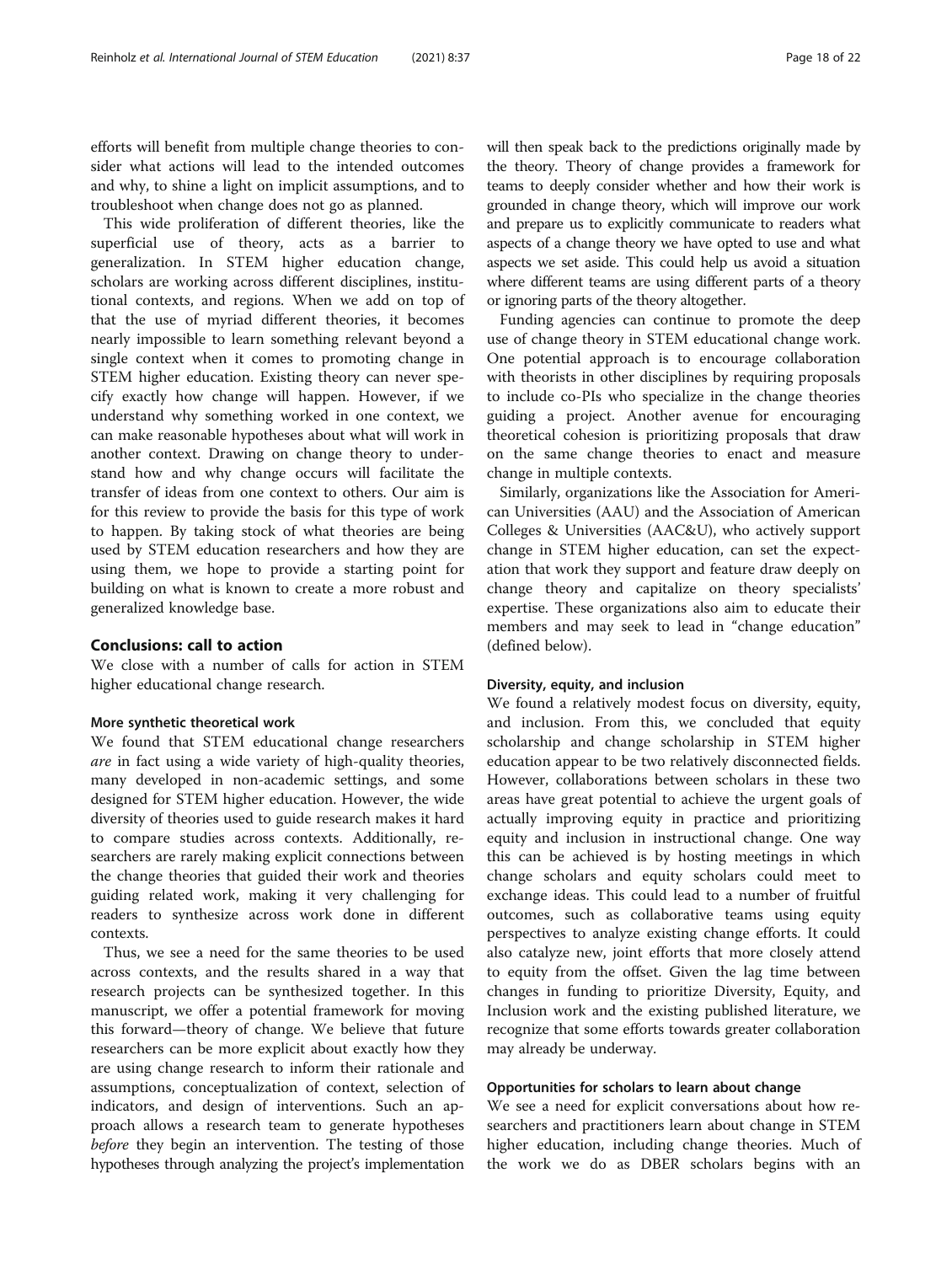efforts will benefit from multiple change theories to consider what actions will lead to the intended outcomes and why, to shine a light on implicit assumptions, and to troubleshoot when change does not go as planned.

This wide proliferation of different theories, like the superficial use of theory, acts as a barrier to generalization. In STEM higher education change, scholars are working across different disciplines, institutional contexts, and regions. When we add on top of that the use of myriad different theories, it becomes nearly impossible to learn something relevant beyond a single context when it comes to promoting change in STEM higher education. Existing theory can never specify exactly how change will happen. However, if we understand why something worked in one context, we can make reasonable hypotheses about what will work in another context. Drawing on change theory to understand how and why change occurs will facilitate the transfer of ideas from one context to others. Our aim is for this review to provide the basis for this type of work to happen. By taking stock of what theories are being used by STEM education researchers and how they are using them, we hope to provide a starting point for building on what is known to create a more robust and generalized knowledge base.

## Conclusions: call to action

We close with a number of calls for action in STEM higher educational change research.

### More synthetic theoretical work

We found that STEM educational change researchers *are* in fact using a wide variety of high-quality theories, many developed in non-academic settings, and some designed for STEM higher education. However, the wide diversity of theories used to guide research makes it hard to compare studies across contexts. Additionally, researchers are rarely making explicit connections between the change theories that guided their work and theories guiding related work, making it very challenging for readers to synthesize across work done in different contexts.

Thus, we see a need for the same theories to be used across contexts, and the results shared in a way that research projects can be synthesized together. In this manuscript, we offer a potential framework for moving this forward—theory of change. We believe that future researchers can be more explicit about exactly how they are using change research to inform their rationale and assumptions, conceptualization of context, selection of indicators, and design of interventions. Such an approach allows a research team to generate hypotheses *before* they begin an intervention. The testing of those hypotheses through analyzing the project's implementation will then speak back to the predictions originally made by the theory. Theory of change provides a framework for teams to deeply consider whether and how their work is grounded in change theory, which will improve our work and prepare us to explicitly communicate to readers what aspects of a change theory we have opted to use and what aspects we set aside. This could help us avoid a situation where different teams are using different parts of a theory or ignoring parts of the theory altogether.

Funding agencies can continue to promote the deep use of change theory in STEM educational change work. One potential approach is to encourage collaboration with theorists in other disciplines by requiring proposals to include co-PIs who specialize in the change theories guiding a project. Another avenue for encouraging theoretical cohesion is prioritizing proposals that draw on the same change theories to enact and measure change in multiple contexts.

Similarly, organizations like the Association for American Universities (AAU) and the Association of American Colleges & Universities (AAC&U), who actively support change in STEM higher education, can set the expectation that work they support and feature draw deeply on change theory and capitalize on theory specialists' expertise. These organizations also aim to educate their members and may seek to lead in "change education" (defined below).

### Diversity, equity, and inclusion

We found a relatively modest focus on diversity, equity, and inclusion. From this, we concluded that equity scholarship and change scholarship in STEM higher education appear to be two relatively disconnected fields. However, collaborations between scholars in these two areas have great potential to achieve the urgent goals of actually improving equity in practice and prioritizing equity and inclusion in instructional change. One way this can be achieved is by hosting meetings in which change scholars and equity scholars could meet to exchange ideas. This could lead to a number of fruitful outcomes, such as collaborative teams using equity perspectives to analyze existing change efforts. It could also catalyze new, joint efforts that more closely attend to equity from the offset. Given the lag time between changes in funding to prioritize Diversity, Equity, and Inclusion work and the existing published literature, we recognize that some efforts towards greater collaboration may already be underway.

### Opportunities for scholars to learn about change

We see a need for explicit conversations about how researchers and practitioners learn about change in STEM higher education, including change theories. Much of the work we do as DBER scholars begins with an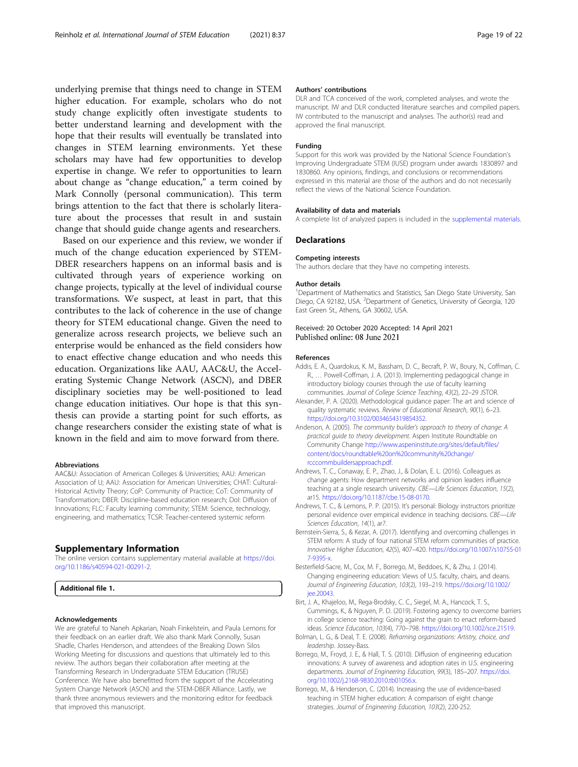underlying premise that things need to change in STEM higher education. For example, scholars who do not study change explicitly often investigate students to better understand learning and development with the hope that their results will eventually be translated into changes in STEM learning environments. Yet these scholars may have had few opportunities to develop expertise in change. We refer to opportunities to learn about change as "change education," a term coined by Mark Connolly (personal communication). This term brings attention to the fact that there is scholarly literature about the processes that result in and sustain change that should guide change agents and researchers.

Based on our experience and this review, we wonder if much of the change education experienced by STEM-DBER researchers happens on an informal basis and is cultivated through years of experience working on change projects, typically at the level of individual course transformations. We suspect, at least in part, that this contributes to the lack of coherence in the use of change theory for STEM educational change. Given the need to generalize across research projects, we believe such an enterprise would be enhanced as the field considers how to enact effective change education and who needs this education. Organizations like AAU, AAC&U, the Accelerating Systemic Change Network (ASCN), and DBER disciplinary societies may be well-positioned to lead change education initiatives. Our hope is that this synthesis can provide a starting point for such efforts, as change researchers consider the existing state of what is known in the field and aim to move forward from there.

#### Abbreviations

AAC&U: Association of American Colleges & Universities; AAU: American Association of U; AAU: Association for American Universities; CHAT: Cultural-Historical Activity Theory; CoP: Community of Practice; CoT: Community of Transformation; DBER: Discipline-based education research; DoI: Diffusion of Innovations; FLC: Faculty learning community; STEM: Science, technology, engineering, and mathematics; TCSR: Teacher-centered systemic reform

## Supplementary Information

The online version contains supplementary material available at https://doi.org/10.1186/s40594-021-00291-2.

**Additional file 1.**

#### Acknowledgements

We are grateful to Naneh Apkarian, Noah Finkelstein, and Paula Lemons for their feedback on an earlier draft. We also thank Mark Connolly, Susan Shadle, Charles Henderson, and attendees of the Breaking Down Silos Working Meeting for discussions and questions that ultimately led to this review. The authors began their collaboration after meeting at the Transforming Research in Undergraduate STEM Education (TRUSE) Conference. We have also benefitted from the support of the Accelerating System Change Network (ASCN) and the STEM-DBER Alliance. Lastly, we thank three anonymous reviewers and the monitoring editor for feedback that improved this manuscript.

#### Authors' contributions

DLR and TCA conceived of the work, completed analyses, and wrote the manuscript. IW and DLR conducted literature searches and compiled papers. IW contributed to the manuscript and analyses. The author(s) read and approved the final manuscript.

#### Funding

Support for this work was provided by the National Science Foundation's Improving Undergraduate STEM (IUSE) program under awards 1830897 and 1830860. Any opinions, findings, and conclusions or recommendations expressed in this material are those of the authors and do not necessarily reflect the views of the National Science Foundation.

#### Availability of data and materials

A complete list of analyzed papers is included in the supplemental materials.

## Declarations

#### Competing interests

The authors declare that they have no competing interests.

#### Author details

[1]Department of Mathematics and Statistics, San Diego State University, San Diego, CA 92182, USA. [2]Department of Genetics, University of Georgia, 120 East Green St., Athens, GA 30602, USA.

Received: 20 October 2020 Accepted: 14 April 2021
Published online: 08 June 2021

#### References

Addis, E. A., Quardokus, K. M., Bassham, D. C., Becraft, P. W., Boury, N., Coffman, C. R., … Powell-Coffman, J. A. (2013). Implementing pedagogical change in introductory biology courses through the use of faculty learning communities. *Journal of College Science Teaching*, *43*(2), 22–29 JSTOR.

Alexander, P. A. (2020). Methodological guidance paper: The art and science of quality systematic reviews. *Review of Educational Research*, *90*(1), 6–23. https://doi.org/10.3102/0034654319854352.

Anderson, A. (2005). *The community builder's approach to theory of change: A practical guide to theory development*. Aspen Institute Roundtable on Community Change http://www.aspeninstitute.org/sites/default/files/content/docs/roundtable%20on%20community%20change/rcccommbuildersapproach.pdf.

Andrews, T. C., Conaway, E. P., Zhao, J., & Dolan, E. L. (2016). Colleagues as change agents: How department networks and opinion leaders influence teaching at a single research university. *CBE—Life Sciences Education*, *15*(2), ar15. https://doi.org/10.1187/cbe.15-08-0170.

Andrews, T. C., & Lemons, P. P. (2015). It's personal: Biology instructors prioritize personal evidence over empirical evidence in teaching decisions. *CBE—Life Sciences Education*, *14*(1), ar7.

Bernstein-Sierra, S., & Kezar, A. (2017). Identifying and overcoming challenges in STEM reform: A study of four national STEM reform communities of practice. *Innovative Higher Education*, *42*(5), 407–420. https://doi.org/10.1007/s10755-017-9395-x.

Besterfield-Sacre, M., Cox, M. F., Borrego, M., Beddoes, K., & Zhu, J. (2014). Changing engineering education: Views of U.S. faculty, chairs, and deans. *Journal of Engineering Education*, *103*(2), 193–219. https://doi.org/10.1002/jee.20043.

Birt, J. A., Khajeloo, M., Rega-Brodsky, C. C., Siegel, M. A., Hancock, T. S., Cummings, K., & Nguyen, P. D. (2019). Fostering agency to overcome barriers in college science teaching: Going against the grain to enact reform-based ideas. *Science Education*, *103*(4), 770–798. https://doi.org/10.1002/sce.21519.

Bolman, L. G., & Deal, T. E. (2008). *Reframing organizations: Artistry, choice, and leadership*. Jossey-Bass.

Borrego, M., Froyd, J. E., & Hall, T. S. (2010). Diffusion of engineering education innovations: A survey of awareness and adoption rates in U.S. engineering departments. *Journal of Engineering Education*, *99*(3), 185–207. https://doi.org/10.1002/j.2168-9830.2010.tb01056.x.

Borrego, M., & Henderson, C. (2014). Increasing the use of evidence-based teaching in STEM higher education: A comparison of eight change strategies. *Journal of Engineering Education*, *103*(2), 220-252.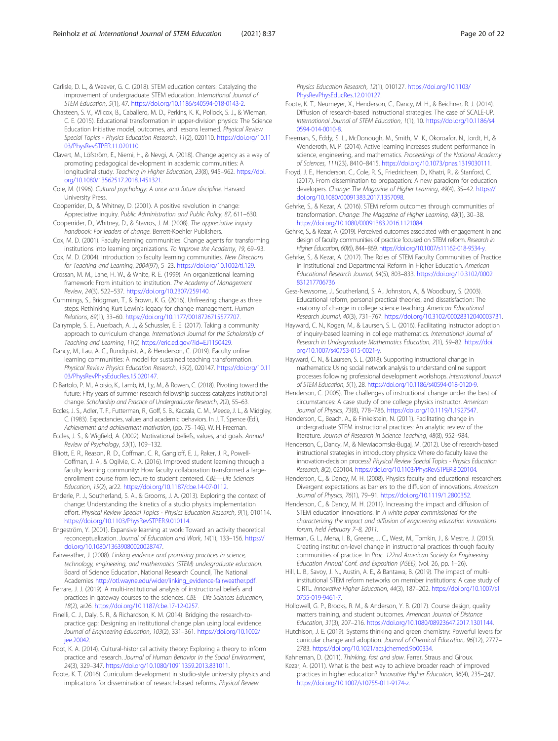Carlisle, D. L., & Weaver, G. C. (2018). STEM education centers: Catalyzing the improvement of undergraduate STEM education. *International Journal of STEM Education*, *5*(1), 47. https://doi.org/10.1186/s40594-018-0143-2.

Chasteen, S. V., Wilcox, B., Caballero, M. D., Perkins, K. K., Pollock, S. J., & Wieman, C. E. (2015). Educational transformation in upper-division physics: The Science Education Initiative model, outcomes, and lessons learned. *Physical Review Special Topics - Physics Education Research*, *11*(2), 020110. https://doi.org/10.1103/PhysRevSTPER.11.020110.

Clavert, M., Löfström, E., Niemi, H., & Nevgi, A. (2018). Change agency as a way of promoting pedagogical development in academic communities: A longitudinal study. *Teaching in Higher Education*, *23*(8), 945–962. https://doi.org/10.1080/13562517.2018.1451321.

Cole, M. (1996). *Cultural psychology: A once and future discipline*. Harvard University Press.

Cooperrider, D., & Whitney, D. (2001). A positive revolution in change: Appreciative inquiry. *Public Administration and Public Policy*, *87*, 611–630.

Cooperrider, D., Whitney, D., & Stavros, J. M. (2008). *The appreciative inquiry handbook: For leaders of change*. Berrett-Koehler Publishers.

Cox, M. D. (2001). Faculty learning communities: Change agents for transforming institutions into learning organizations. *To Improve the Academy*, *19*, 69–93.

Cox, M. D. (2004). Introduction to faculty learning communities. *New Directions for Teaching and Learning*, *2004*(97), 5–23. https://doi.org/10.1002/tl.129.

Crossan, M. M., Lane, H. W., & White, R. E. (1999). An organizational learning framework: From intuition to institution. *The Academy of Management Review*, *24*(3), 522–537. https://doi.org/10.2307/259140.

Cummings, S., Bridgman, T., & Brown, K. G. (2016). Unfreezing change as three steps: Rethinking Kurt Lewin's legacy for change management. *Human Relations*, *69*(1), 33–60. https://doi.org/10.1177/0018726715577707.

Dalrymple, S. E., Auerbach, A. J., & Schussler, E. E. (2017). Taking a community approach to curriculum change. *International Journal for the Scholarship of Teaching and Learning*, *11*(2) https://eric.ed.gov/?id=EJ1150429.

Dancy, M., Lau, A. C., Rundquist, A., & Henderson, C. (2019). Faculty online learning communities: A model for sustained teaching transformation. *Physical Review Physics Education Research*, *15*(2), 020147. https://doi.org/10.1103/PhysRevPhysEducRes.15.020147.

DiBartolo, P. M., Aloisio, K., Lamb, M., Ly, M., & Rowen, C. (2018). Pivoting toward the future: Fifty years of summer research fellowship success catalyzes institutional change. *Scholarship and Practice of Undergraduate Research*, *2*(2), 55–63.

Eccles, J. S., Adler, T. F., Futterman, R., Goff, S. B., Kaczala, C. M., Meece, J. L., & Midgley, C. (1983). Expectancies, values and academic behaviors. In J. T. Spence (Ed.), *Achievement and achievement motivation*, (pp. 75–146). W. H. Freeman.

Eccles, J. S., & Wigfield, A. (2002). Motivational beliefs, values, and goals. *Annual Review of Psychology*, *53*(1), 109–132.

Elliott, E. R., Reason, R. D., Coffman, C. R., Gangloff, E. J., Raker, J. R., Powell-Coffman, J. A., & Ogilvie, C. A. (2016). Improved student learning through a faculty learning community: How faculty collaboration transformed a large-enrollment course from lecture to student centered. *CBE—Life Sciences Education*, *15*(2), ar22. https://doi.org/10.1187/cbe.14-07-0112.

Enderle, P. J., Southerland, S. A., & Grooms, J. A. (2013). Exploring the context of change: Understanding the kinetics of a studio physics implementation effort. *Physical Review Special Topics - Physics Education Research*, *9*(1), 010114. https://doi.org/10.1103/PhysRevSTPER.9.010114.

Engeström, Y. (2001). Expansive learning at work: Toward an activity theoretical reconceptualization. *Journal of Education and Work*, *14*(1), 133–156. https://doi.org/10.1080/13639080020028747.

Fairweather, J. (2008). *Linking evidence and promising practices in science, technology, engineering, and mathematics (STEM) undergraduate education*. Board of Science Education, National Research Council, The National Academies http://otl.wayne.edu/wider/linking_evidence-fairweather.pdf.

Ferrare, J. J. (2019). A multi-institutional analysis of instructional beliefs and practices in gateway courses to the sciences. *CBE—Life Sciences Education*, *18*(2), ar26. https://doi.org/10.1187/cbe.17-12-0257.

Finelli, C. J., Daly, S. R., & Richardson, K. M. (2014). Bridging the research-to-practice gap: Designing an institutional change plan using local evidence. *Journal of Engineering Education*, *103*(2), 331–361. https://doi.org/10.1002/jee.20042.

Foot, K. A. (2014). Cultural-historical activity theory: Exploring a theory to inform practice and research. *Journal of Human Behavior in the Social Environment*, *24*(3), 329–347. https://doi.org/10.1080/10911359.2013.831011.

Foote, K. T. (2016). Curriculum development in studio-style university physics and implications for dissemination of research-based reforms. *Physical Review Physics Education Research*, *12*(1), 010127. https://doi.org/10.1103/PhysRevPhysEducRes.12.010127.

Foote, K. T., Neumeyer, X., Henderson, C., Dancy, M. H., & Beichner, R. J. (2014). Diffusion of research-based instructional strategies: The case of SCALE-UP. *International Journal of STEM Education*, *1*(1), 10. https://doi.org/10.1186/s40594-014-0010-8.

Freeman, S., Eddy, S. L., McDonough, M., Smith, M. K., Okoroafor, N., Jordt, H., & Wenderoth, M. P. (2014). Active learning increases student performance in science, engineering, and mathematics. *Proceedings of the National Academy of Sciences*, *111*(23), 8410–8415. https://doi.org/10.1073/pnas.1319030111.

Froyd, J. E., Henderson, C., Cole, R. S., Friedrichsen, D., Khatri, R., & Stanford, C. (2017). From dissemination to propagation: A new paradigm for education developers. *Change: The Magazine of Higher Learning*, *49*(4), 35–42. https://doi.org/10.1080/00091383.2017.1357098.

Gehrke, S., & Kezar, A. (2016). STEM reform outcomes through communities of transformation. *Change: The Magazine of Higher Learning*, *48*(1), 30–38. https://doi.org/10.1080/00091383.2016.1121084.

Gehrke, S., & Kezar, A. (2019). Perceived outcomes associated with engagement in and design of faculty communities of practice focused on STEM reform. *Research in Higher Education*, *60*(6), 844–869. https://doi.org/10.1007/s11162-018-9534-y.

Gehrke, S., & Kezar, A. (2017). The Roles of STEM Faculty Communities of Practice in Institutional and Departmental Reform in Higher Education. *American Educational Research Journal*, *54*(5), 803–833. https://doi.org/10.3102/0002831217706736

Gess-Newsome, J., Southerland, S. A., Johnston, A., & Woodbury, S. (2003). Educational reform, personal practical theories, and dissatisfaction: The anatomy of change in college science teaching. *American Educational Research Journal*, *40*(3), 731–767. https://doi.org/10.3102/00028312040003731.

Hayward, C. N., Kogan, M., & Laursen, S. L. (2016). Facilitating instructor adoption of inquiry-based learning in college mathematics. *International Journal of Research in Undergraduate Mathematics Education*, *2*(1), 59–82. https://doi.org/10.1007/s40753-015-0021-y.

Hayward, C. N., & Laursen, S. L. (2018). Supporting instructional change in mathematics: Using social network analysis to understand online support processes following professional development workshops. *International Journal of STEM Education*, *5*(1), 28. https://doi.org/10.1186/s40594-018-0120-9.

Henderson, C. (2005). The challenges of instructional change under the best of circumstances: A case study of one college physics instructor. *American Journal of Physics*, *73*(8), 778–786. https://doi.org/10.1119/1.1927547.

Henderson, C., Beach, A., & Finkelstein, N. (2011). Facilitating change in undergraduate STEM instructional practices: An analytic review of the literature. *Journal of Research in Science Teaching*, *48*(8), 952–984.

Henderson, C., Dancy, M., & Niewiadomska-Bugaj, M. (2012). Use of research-based instructional strategies in introductory physics: Where do faculty leave the innovation-decision process? *Physical Review Special Topics - Physics Education Research*, *8*(2), 020104. https://doi.org/10.1103/PhysRevSTPER.8.020104.

Henderson, C., & Dancy, M. H. (2008). Physics faculty and educational researchers: Divergent expectations as barriers to the diffusion of innovations. *American Journal of Physics*, *76*(1), 79–91. https://doi.org/10.1119/1.2800352.

Henderson, C., & Dancy, M. H. (2011). Increasing the impact and diffusion of STEM education innovations. In *A white paper commissioned for the characterizing the impact and diffusion of engineering education innovations forum, held February 7–8, 2011*.

Herman, G. L., Mena, I. B., Greene, J. C., West, M., Tomkin, J., & Mestre, J. (2015). Creating institution-level change in instructional practices through faculty communities of practice. In *Proc. 122nd American Society for Engineering Education Annual Conf. and Exposition (ASEE)*, (vol. 26, pp. 1–26).

Hill, L. B., Savoy, J. N., Austin, A. E., & Bantawa, B. (2019). The impact of multi-institutional STEM reform networks on member institutions: A case study of CIRTL. *Innovative Higher Education*, *44*(3), 187–202. https://doi.org/10.1007/s10755-019-9461-7.

Hollowell, G. P., Brooks, R. M., & Anderson, Y. B. (2017). Course design, quality matters training, and student outcomes. *American Journal of Distance Education*, *31*(3), 207–216. https://doi.org/10.1080/08923647.2017.1301144.

Hutchison, J. E. (2019). Systems thinking and green chemistry: Powerful levers for curricular change and adoption. *Journal of Chemical Education*, *96*(12), 2777–2783. https://doi.org/10.1021/acs.jchemed.9b00334.

Kahneman, D. (2011). *Thinking, fast and slow*. Farrar, Straus and Giroux.

Kezar, A. (2011). What is the best way to achieve broader reach of improved practices in higher education? *Innovative Higher Education*, *36*(4), 235–247. https://doi.org/10.1007/s10755-011-9174-z.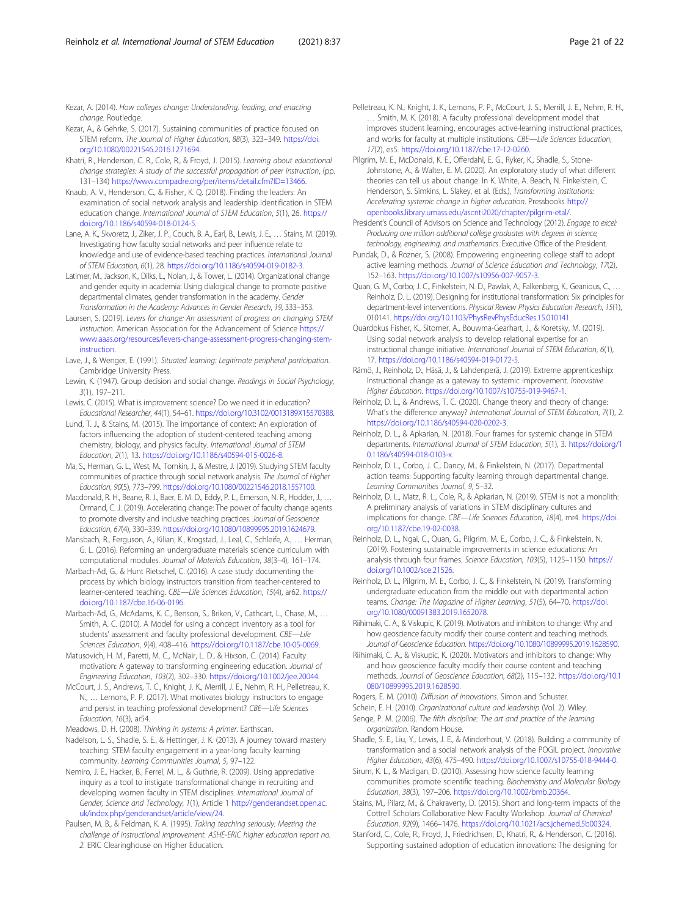Kezar, A. (2014). *How colleges change: Understanding, leading, and enacting change*. Routledge.

Kezar, A., & Gehrke, S. (2017). Sustaining communities of practice focused on STEM reform. *The Journal of Higher Education*, *88*(3), 323–349. https://doi.org/10.1080/00221546.2016.1271694.

Khatri, R., Henderson, C. R., Cole, R., & Froyd, J. (2015). *Learning about educational change strategies: A study of the successful propagation of peer instruction*, (pp. 131–134) https://www.compadre.org/per/items/detail.cfm?ID=13466.

Knaub, A. V., Henderson, C., & Fisher, K. Q. (2018). Finding the leaders: An examination of social network analysis and leadership identification in STEM education change. *International Journal of STEM Education*, *5*(1), 26. https://doi.org/10.1186/s40594-018-0124-5.

Lane, A. K., Skvoretz, J., Ziker, J. P., Couch, B. A., Earl, B., Lewis, J. E., … Stains, M. (2019). Investigating how faculty social networks and peer influence relate to knowledge and use of evidence-based teaching practices. *International Journal of STEM Education*, *6*(1), 28. https://doi.org/10.1186/s40594-019-0182-3.

Latimer, M., Jackson, K., Dilks, L., Nolan, J., & Tower, L. (2014). Organizational change and gender equity in academia: Using dialogical change to promote positive departmental climates, gender transformation in the academy. *Gender Transformation in the Academy: Advances in Gender Research*, *19*, 333–353.

Laursen, S. (2019). *Levers for change: An assessment of progress on changing STEM instruction*. American Association for the Advancement of Science https://www.aaas.org/resources/levers-change-assessment-progress-changing-stem-instruction.

Lave, J., & Wenger, E. (1991). *Situated learning: Legitimate peripheral participation*. Cambridge University Press.

Lewin, K. (1947). Group decision and social change. *Readings in Social Psychology*, *3*(1), 197–211.

Lewis, C. (2015). What is improvement science? Do we need it in education? *Educational Researcher*, *44*(1), 54–61. https://doi.org/10.3102/0013189X15570388.

Lund, T. J., & Stains, M. (2015). The importance of context: An exploration of factors influencing the adoption of student-centered teaching among chemistry, biology, and physics faculty. *International Journal of STEM Education*, *2*(1), 13. https://doi.org/10.1186/s40594-015-0026-8.

Ma, S., Herman, G. L., West, M., Tomkin, J., & Mestre, J. (2019). Studying STEM faculty communities of practice through social network analysis. *The Journal of Higher Education*, *90*(5), 773–799. https://doi.org/10.1080/00221546.2018.1557100.

Macdonald, R. H., Beane, R. J., Baer, E. M. D., Eddy, P. L., Emerson, N. R., Hodder, J., … Ormand, C. J. (2019). Accelerating change: The power of faculty change agents to promote diversity and inclusive teaching practices. *Journal of Geoscience Education*, *67*(4), 330–339. https://doi.org/10.1080/10899995.2019.1624679.

Mansbach, R., Ferguson, A., Kilian, K., Krogstad, J., Leal, C., Schleife, A., … Herman, G. L. (2016). Reforming an undergraduate materials science curriculum with computational modules. *Journal of Materials Education*, *38*(3–4), 161–174.

Marbach-Ad, G., & Hunt Rietschel, C. (2016). A case study documenting the process by which biology instructors transition from teacher-centered to learner-centered teaching. *CBE—Life Sciences Education*, *15*(4), ar62. https://doi.org/10.1187/cbe.16-06-0196.

Marbach-Ad, G., McAdams, K. C., Benson, S., Briken, V., Cathcart, L., Chase, M., … Smith, A. C. (2010). A Model for using a concept inventory as a tool for students' assessment and faculty professional development. *CBE—Life Sciences Education*, *9*(4), 408–416. https://doi.org/10.1187/cbe.10-05-0069.

Matusovich, H. M., Paretti, M. C., McNair, L. D., & Hixson, C. (2014). Faculty motivation: A gateway to transforming engineering education. *Journal of Engineering Education*, *103*(2), 302–330. https://doi.org/10.1002/jee.20044.

McCourt, J. S., Andrews, T. C., Knight, J. K., Merrill, J. E., Nehm, R. H., Pelletreau, K. N., … Lemons, P. P. (2017). What motivates biology instructors to engage and persist in teaching professional development? *CBE—Life Sciences Education*, *16*(3), ar54.

Meadows, D. H. (2008). *Thinking in systems: A primer*. Earthscan.

Nadelson, L. S., Shadle, S. E., & Hettinger, J. K. (2013). A journey toward mastery teaching: STEM faculty engagement in a year-long faculty learning community. *Learning Communities Journal*, *5*, 97–122.

Nemiro, J. E., Hacker, B., Ferrel, M. L., & Guthrie, R. (2009). Using appreciative inquiry as a tool to instigate transformational change in recruiting and developing women faculty in STEM disciplines. *International Journal of Gender, Science and Technology*, *1*(1), Article 1 http://genderandset.open.ac.uk/index.php/genderandset/article/view/24.

Paulsen, M. B., & Feldman, K. A. (1995). *Taking teaching seriously: Meeting the challenge of instructional improvement. ASHE-ERIC higher education report no. 2*. ERIC Clearinghouse on Higher Education.

Pelletreau, K. N., Knight, J. K., Lemons, P. P., McCourt, J. S., Merrill, J. E., Nehm, R. H., … Smith, M. K. (2018). A faculty professional development model that improves student learning, encourages active-learning instructional practices, and works for faculty at multiple institutions. *CBE—Life Sciences Education*, *17*(2), es5. https://doi.org/10.1187/cbe.17-12-0260.

Pilgrim, M. E., McDonald, K. E., Offerdahl, E. G., Ryker, K., Shadle, S., Stone-Johnstone, A., & Walter, E. M. (2020). An exploratory study of what different theories can tell us about change. In K. White, A. Beach, N. Finkelstein, C. Henderson, S. Simkins, L. Slakey, et al. (Eds.), *Transforming institutions: Accelerating systemic change in higher education*. Pressbooks http://openbooks.library.umass.edu/ascnti2020/chapter/pilgrim-etal/.

President's Council of Advisors on Science and Technology (2012). *Engage to excel: Producing one million additional college graduates with degrees in science, technology, engineering, and mathematics*. Executive Office of the President.

Pundak, D., & Rozner, S. (2008). Empowering engineering college staff to adopt active learning methods. *Journal of Science Education and Technology*, *17*(2), 152–163. https://doi.org/10.1007/s10956-007-9057-3.

Quan, G. M., Corbo, J. C., Finkelstein, N. D., Pawlak, A., Falkenberg, K., Geanious, C., … Reinholz, D. L. (2019). Designing for institutional transformation: Six principles for department-level interventions. *Physical Review Physics Education Research*, *15*(1), 010141. https://doi.org/10.1103/PhysRevPhysEducRes.15.010141.

Quardokus Fisher, K., Sitomer, A., Bouwma-Gearhart, J., & Koretsky, M. (2019). Using social network analysis to develop relational expertise for an instructional change initiative. *International Journal of STEM Education*, *6*(1), 17. https://doi.org/10.1186/s40594-019-0172-5.

Rämö, J., Reinholz, D., Häsä, J., & Lahdenperä, J. (2019). Extreme apprenticeship: Instructional change as a gateway to systemic improvement. *Innovative Higher Education*. https://doi.org/10.1007/s10755-019-9467-1.

Reinholz, D. L., & Andrews, T. C. (2020). Change theory and theory of change: What's the difference anyway? *International Journal of STEM Education*, *7*(1), 2. https://doi.org/10.1186/s40594-020-0202-3.

Reinholz, D. L., & Apkarian, N. (2018). Four frames for systemic change in STEM departments. *International Journal of STEM Education*, *5*(1), 3. https://doi.org/10.1186/s40594-018-0103-x.

Reinholz, D. L., Corbo, J. C., Dancy, M., & Finkelstein, N. (2017). Departmental action teams: Supporting faculty learning through departmental change. *Learning Communities Journal*, *9*, 5–32.

Reinholz, D. L., Matz, R. L., Cole, R., & Apkarian, N. (2019). STEM is not a monolith: A preliminary analysis of variations in STEM disciplinary cultures and implications for change. *CBE—Life Sciences Education*, *18*(4), mr4. https://doi.org/10.1187/cbe.19-02-0038.

Reinholz, D. L., Ngai, C., Quan, G., Pilgrim, M. E., Corbo, J. C., & Finkelstein, N. (2019). Fostering sustainable improvements in science educations: An analysis through four frames. *Science Education*, *103*(5), 1125–1150. https://doi.org/10.1002/sce.21526.

Reinholz, D. L., Pilgrim, M. E., Corbo, J. C., & Finkelstein, N. (2019). Transforming undergraduate education from the middle out with departmental action teams. *Change: The Magazine of Higher Learning*, *51*(5), 64–70. https://doi.org/10.1080/00091383.2019.1652078.

Riihimaki, C. A., & Viskupic, K. (2019). Motivators and inhibitors to change: Why and how geoscience faculty modify their course content and teaching methods. *Journal of Geoscience Education*. https://doi.org/10.1080/10899995.2019.1628590.

Riihimaki, C. A., & Viskupic, K. (2020). Motivators and inhibitors to change: Why and how geoscience faculty modify their course content and teaching methods. *Journal of Geoscience Education*, *68*(2), 115–132. https://doi.org/10.1080/10899995.2019.1628590.

Rogers, E. M. (2010). *Diffusion of innovations*. Simon and Schuster.

Schein, E. H. (2010). *Organizational culture and leadership* (Vol. 2). Wiley.

Senge, P. M. (2006). *The fifth discipline: The art and practice of the learning organization*. Random House.

Shadle, S. E., Liu, Y., Lewis, J. E., & Minderhout, V. (2018). Building a community of transformation and a social network analysis of the POGIL project. *Innovative Higher Education*, *43*(6), 475–490. https://doi.org/10.1007/s10755-018-9444-0.

Sirum, K. L., & Madigan, D. (2010). Assessing how science faculty learning communities promote scientific teaching. *Biochemistry and Molecular Biology Education*, *38*(3), 197–206. https://doi.org/10.1002/bmb.20364.

Stains, M., Pilarz, M., & Chakraverty, D. (2015). Short and long-term impacts of the Cottrell Scholars Collaborative New Faculty Workshop. *Journal of Chemical Education*, *92*(9), 1466–1476. https://doi.org/10.1021/acs.jchemed.5b00324.

Stanford, C., Cole, R., Froyd, J., Friedrichsen, D., Khatri, R., & Henderson, C. (2016). Supporting sustained adoption of education innovations: The designing for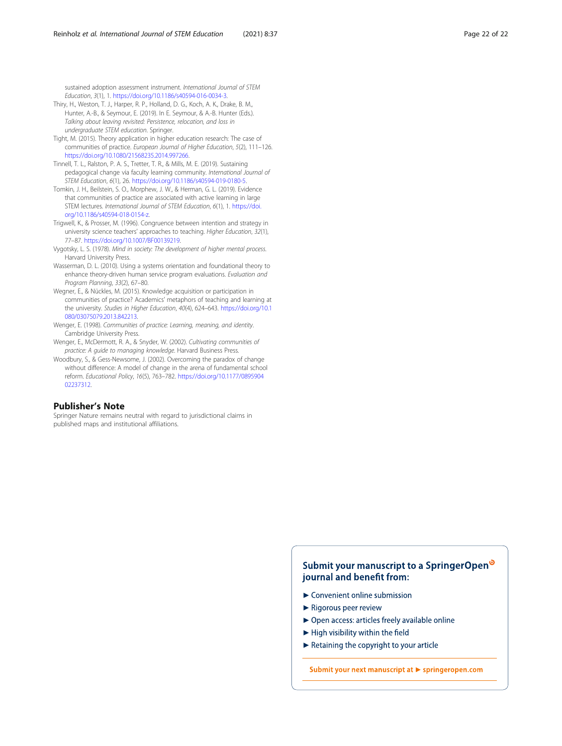sustained adoption assessment instrument. *International Journal of STEM Education*, *3*(1), 1. https://doi.org/10.1186/s40594-016-0034-3.

Thiry, H., Weston, T. J., Harper, R. P., Holland, D. G., Koch, A. K., Drake, B. M., Hunter, A.-B., & Seymour, E. (2019). In E. Seymour, & A.-B. Hunter (Eds.). *Talking about leaving revisited: Persistence, relocation, and loss in undergraduate STEM education*. Springer.

Tight, M. (2015). Theory application in higher education research: The case of communities of practice. *European Journal of Higher Education*, *5*(2), 111–126. https://doi.org/10.1080/21568235.2014.997266.

Tinnell, T. L., Ralston, P. A. S., Tretter, T. R., & Mills, M. E. (2019). Sustaining pedagogical change via faculty learning community. *International Journal of STEM Education*, *6*(1), 26. https://doi.org/10.1186/s40594-019-0180-5.

Tomkin, J. H., Beilstein, S. O., Morphew, J. W., & Herman, G. L. (2019). Evidence that communities of practice are associated with active learning in large STEM lectures. *International Journal of STEM Education*, *6*(1), 1. https://doi.org/10.1186/s40594-018-0154-z.

Trigwell, K., & Prosser, M. (1996). Congruence between intention and strategy in university science teachers' approaches to teaching. *Higher Education*, *32*(1), 77–87. https://doi.org/10.1007/BF00139219.

Vygotsky, L. S. (1978). *Mind in society: The development of higher mental process*. Harvard University Press.

Wasserman, D. L. (2010). Using a systems orientation and foundational theory to enhance theory-driven human service program evaluations. *Evaluation and Program Planning*, *33*(2), 67–80.

Wegner, E., & Nückles, M. (2015). Knowledge acquisition or participation in communities of practice? Academics' metaphors of teaching and learning at the university. *Studies in Higher Education*, *40*(4), 624–643. https://doi.org/10.1080/03075079.2013.842213.

Wenger, E. (1998). *Communities of practice: Learning, meaning, and identity*. Cambridge University Press.

Wenger, E., McDermott, R. A., & Snyder, W. (2002). *Cultivating communities of practice: A guide to managing knowledge*. Harvard Business Press.

Woodbury, S., & Gess-Newsome, J. (2002). Overcoming the paradox of change without difference: A model of change in the arena of fundamental school reform. *Educational Policy*, *16*(5), 763–782. https://doi.org/10.1177/089590402237312.

## Publisher's Note

Springer Nature remains neutral with regard to jurisdictional claims in published maps and institutional affiliations.

**Submit your manuscript to a SpringerOpen journal and benefit from:**

- ► Convenient online submission
- ► Rigorous peer review
- ► Open access: articles freely available online
- ► High visibility within the field
- ► Retaining the copyright to your article

**Submit your next manuscript at ► springeropen.com**